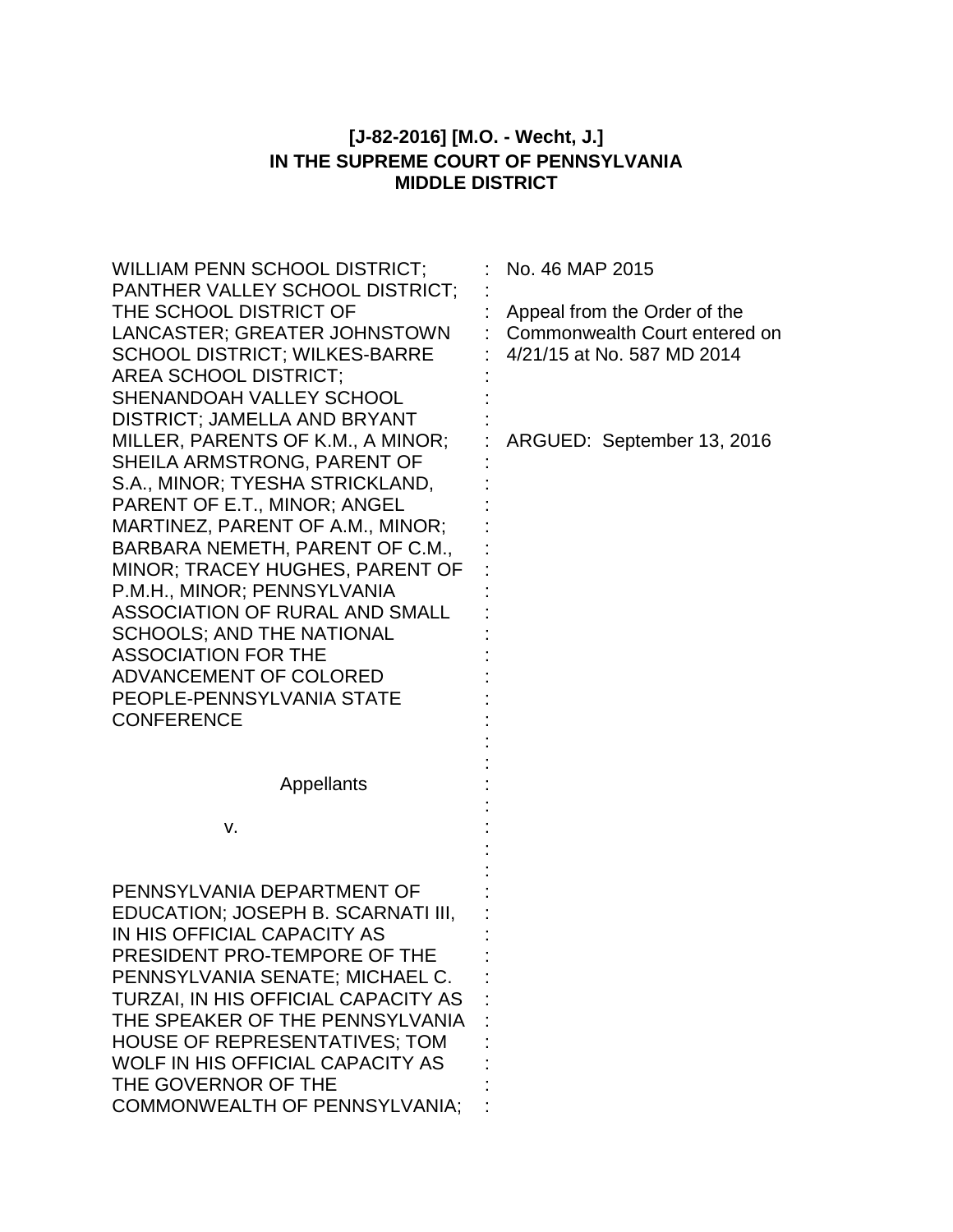**[J-82-2016] [M.O. - Wecht, J.]**
**IN THE SUPREME COURT OF PENNSYLVANIA**
**MIDDLE DISTRICT**

WILLIAM PENN SCHOOL DISTRICT; PANTHER VALLEY SCHOOL DISTRICT; THE SCHOOL DISTRICT OF LANCASTER; GREATER JOHNSTOWN SCHOOL DISTRICT; WILKES-BARRE AREA SCHOOL DISTRICT; SHENANDOAH VALLEY SCHOOL DISTRICT; JAMELLA AND BRYANT MILLER, PARENTS OF K.M., A MINOR; SHEILA ARMSTRONG, PARENT OF S.A., MINOR; TYESHA STRICKLAND, PARENT OF E.T., MINOR; ANGEL MARTINEZ, PARENT OF A.M., MINOR; BARBARA NEMETH, PARENT OF C.M., MINOR; TRACEY HUGHES, PARENT OF P.M.H., MINOR; PENNSYLVANIA ASSOCIATION OF RURAL AND SMALL SCHOOLS; AND THE NATIONAL ASSOCIATION FOR THE ADVANCEMENT OF COLORED PEOPLE-PENNSYLVANIA STATE CONFERENCE

Appellants

v.

PENNSYLVANIA DEPARTMENT OF EDUCATION; JOSEPH B. SCARNATI III, IN HIS OFFICIAL CAPACITY AS PRESIDENT PRO-TEMPORE OF THE PENNSYLVANIA SENATE; MICHAEL C. TURZAI, IN HIS OFFICIAL CAPACITY AS THE SPEAKER OF THE PENNSYLVANIA HOUSE OF REPRESENTATIVES; TOM WOLF IN HIS OFFICIAL CAPACITY AS THE GOVERNOR OF THE COMMONWEALTH OF PENNSYLVANIA;

No. 46 MAP 2015

Appeal from the Order of the Commonwealth Court entered on 4/21/15 at No. 587 MD 2014

ARGUED: September 13, 2016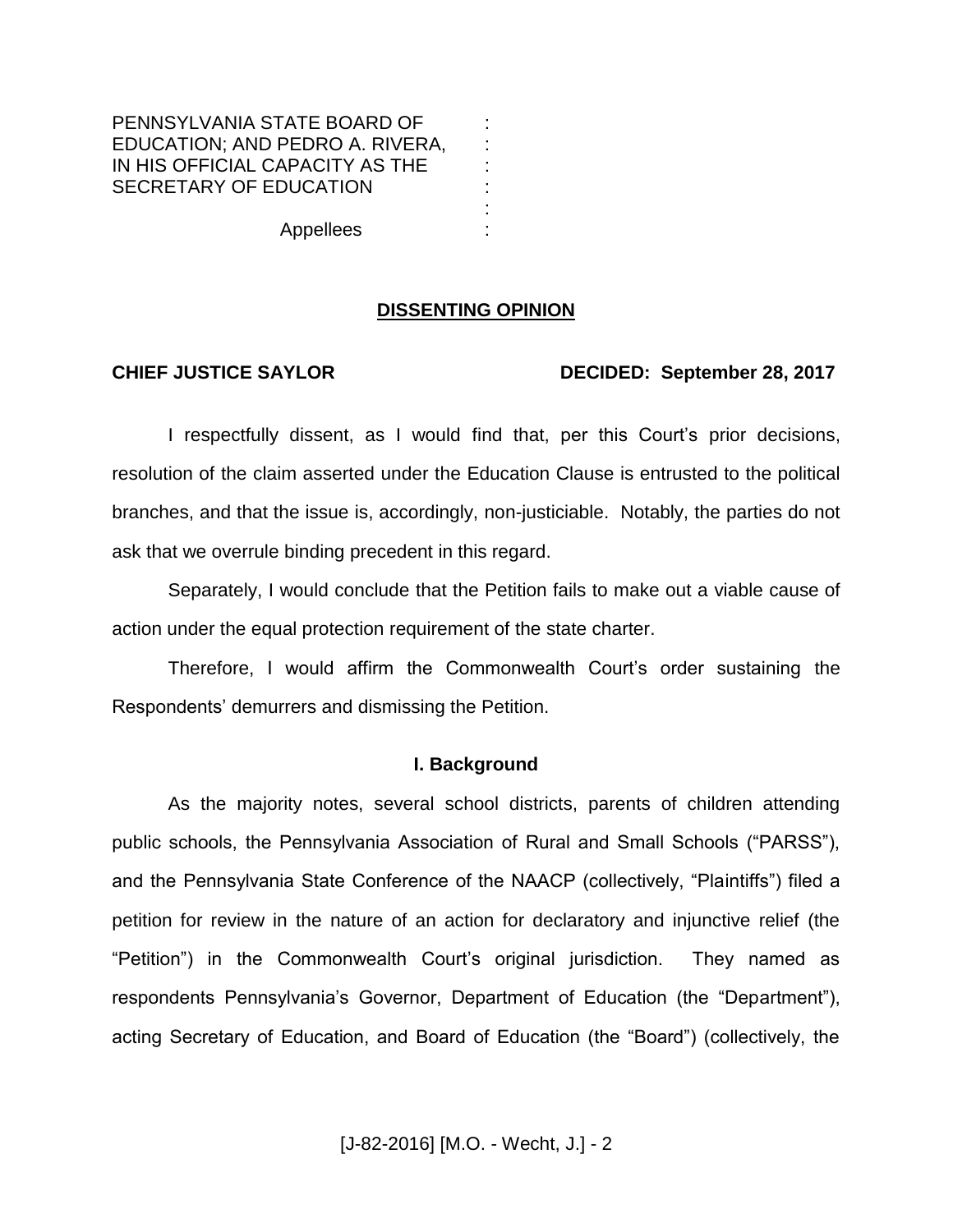PENNSYLVANIA STATE BOARD OF EDUCATION; AND PEDRO A. RIVERA, IN HIS OFFICIAL CAPACITY AS THE SECRETARY OF EDUCATION

Appellees

**DISSENTING OPINION**

**CHIEF JUSTICE SAYLOR** **DECIDED: September 28, 2017**

I respectfully dissent, as I would find that, per this Court's prior decisions, resolution of the claim asserted under the Education Clause is entrusted to the political branches, and that the issue is, accordingly, non-justiciable. Notably, the parties do not ask that we overrule binding precedent in this regard.

Separately, I would conclude that the Petition fails to make out a viable cause of action under the equal protection requirement of the state charter.

Therefore, I would affirm the Commonwealth Court's order sustaining the Respondents' demurrers and dismissing the Petition.

## I. Background

As the majority notes, several school districts, parents of children attending public schools, the Pennsylvania Association of Rural and Small Schools ("PARSS"), and the Pennsylvania State Conference of the NAACP (collectively, "Plaintiffs") filed a petition for review in the nature of an action for declaratory and injunctive relief (the "Petition") in the Commonwealth Court's original jurisdiction. They named as respondents Pennsylvania's Governor, Department of Education (the "Department"), acting Secretary of Education, and Board of Education (the "Board") (collectively, the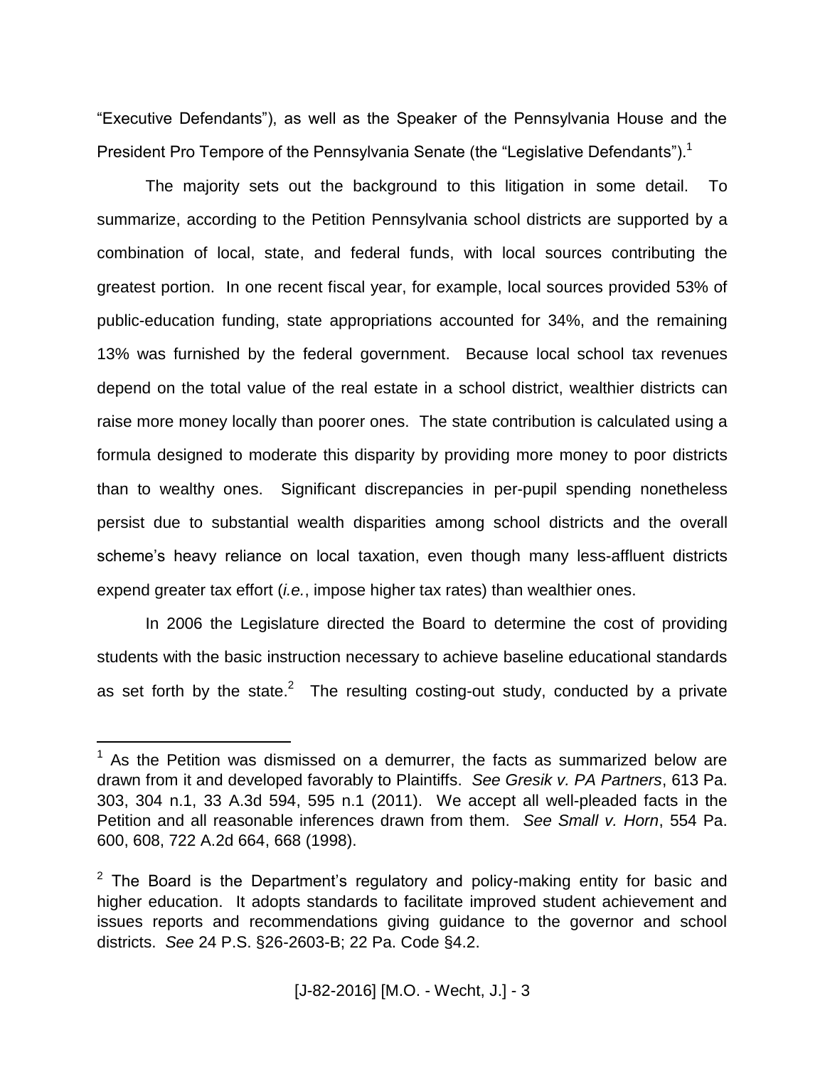"Executive Defendants"), as well as the Speaker of the Pennsylvania House and the President Pro Tempore of the Pennsylvania Senate (the "Legislative Defendants").[1]

The majority sets out the background to this litigation in some detail. To summarize, according to the Petition Pennsylvania school districts are supported by a combination of local, state, and federal funds, with local sources contributing the greatest portion. In one recent fiscal year, for example, local sources provided 53% of public-education funding, state appropriations accounted for 34%, and the remaining 13% was furnished by the federal government. Because local school tax revenues depend on the total value of the real estate in a school district, wealthier districts can raise more money locally than poorer ones. The state contribution is calculated using a formula designed to moderate this disparity by providing more money to poor districts than to wealthy ones. Significant discrepancies in per-pupil spending nonetheless persist due to substantial wealth disparities among school districts and the overall scheme's heavy reliance on local taxation, even though many less-affluent districts expend greater tax effort (*i.e.*, impose higher tax rates) than wealthier ones.

In 2006 the Legislature directed the Board to determine the cost of providing students with the basic instruction necessary to achieve baseline educational standards as set forth by the state.[2] The resulting costing-out study, conducted by a private

---

[1] As the Petition was dismissed on a demurrer, the facts as summarized below are drawn from it and developed favorably to Plaintiffs. *See Gresik v. PA Partners*, 613 Pa. 303, 304 n.1, 33 A.3d 594, 595 n.1 (2011). We accept all well-pleaded facts in the Petition and all reasonable inferences drawn from them. *See Small v. Horn*, 554 Pa. 600, 608, 722 A.2d 664, 668 (1998).

[2] The Board is the Department's regulatory and policy-making entity for basic and higher education. It adopts standards to facilitate improved student achievement and issues reports and recommendations giving guidance to the governor and school districts. *See* 24 P.S. §26-2603-B; 22 Pa. Code §4.2.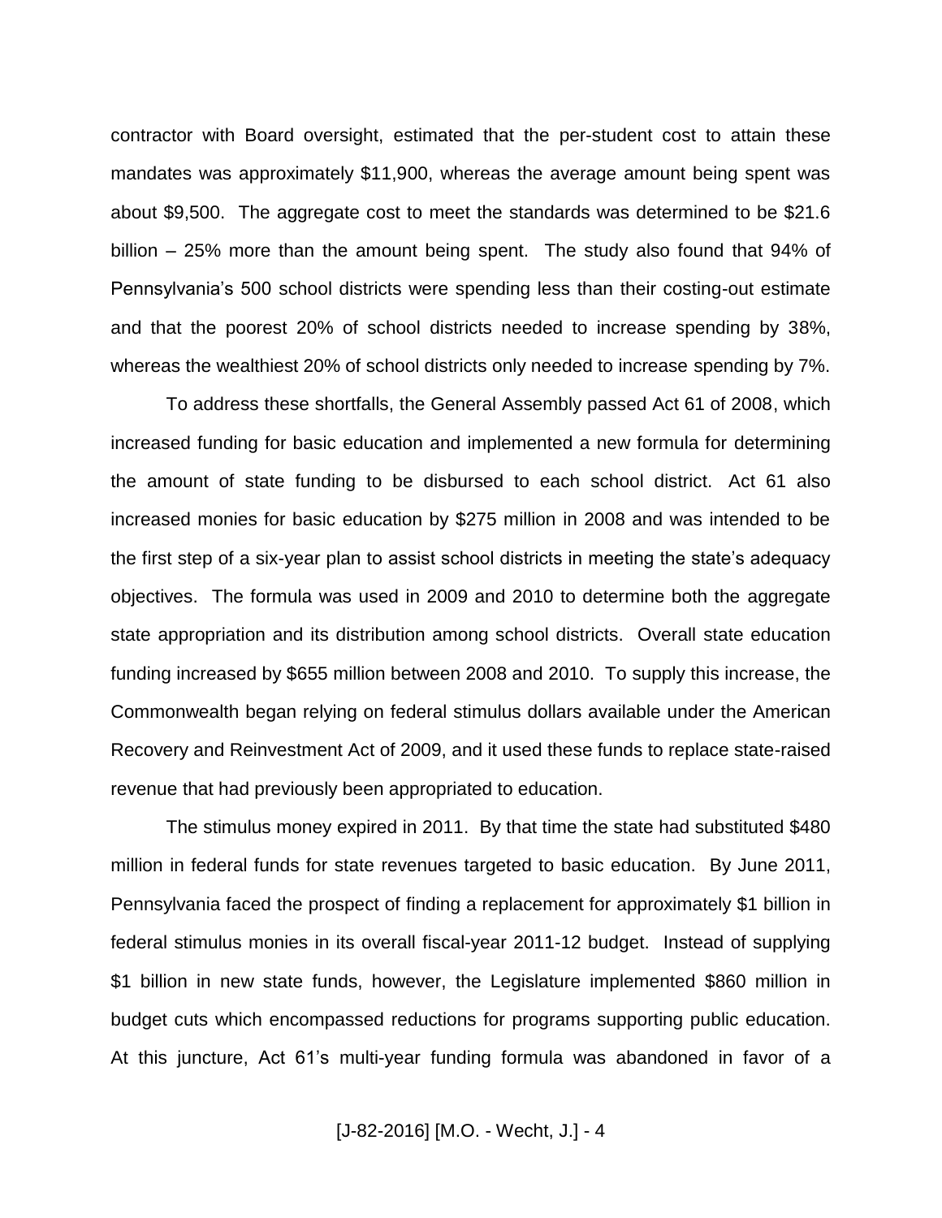contractor with Board oversight, estimated that the per-student cost to attain these mandates was approximately $11,900, whereas the average amount being spent was about $9,500. The aggregate cost to meet the standards was determined to be $21.6 billion – 25% more than the amount being spent. The study also found that 94% of Pennsylvania's 500 school districts were spending less than their costing-out estimate and that the poorest 20% of school districts needed to increase spending by 38%, whereas the wealthiest 20% of school districts only needed to increase spending by 7%.

To address these shortfalls, the General Assembly passed Act 61 of 2008, which increased funding for basic education and implemented a new formula for determining the amount of state funding to be disbursed to each school district. Act 61 also increased monies for basic education by $275 million in 2008 and was intended to be the first step of a six-year plan to assist school districts in meeting the state's adequacy objectives. The formula was used in 2009 and 2010 to determine both the aggregate state appropriation and its distribution among school districts. Overall state education funding increased by $655 million between 2008 and 2010. To supply this increase, the Commonwealth began relying on federal stimulus dollars available under the American Recovery and Reinvestment Act of 2009, and it used these funds to replace state-raised revenue that had previously been appropriated to education.

The stimulus money expired in 2011. By that time the state had substituted $480 million in federal funds for state revenues targeted to basic education. By June 2011, Pennsylvania faced the prospect of finding a replacement for approximately $1 billion in federal stimulus monies in its overall fiscal-year 2011-12 budget. Instead of supplying $1 billion in new state funds, however, the Legislature implemented $860 million in budget cuts which encompassed reductions for programs supporting public education. At this juncture, Act 61's multi-year funding formula was abandoned in favor of a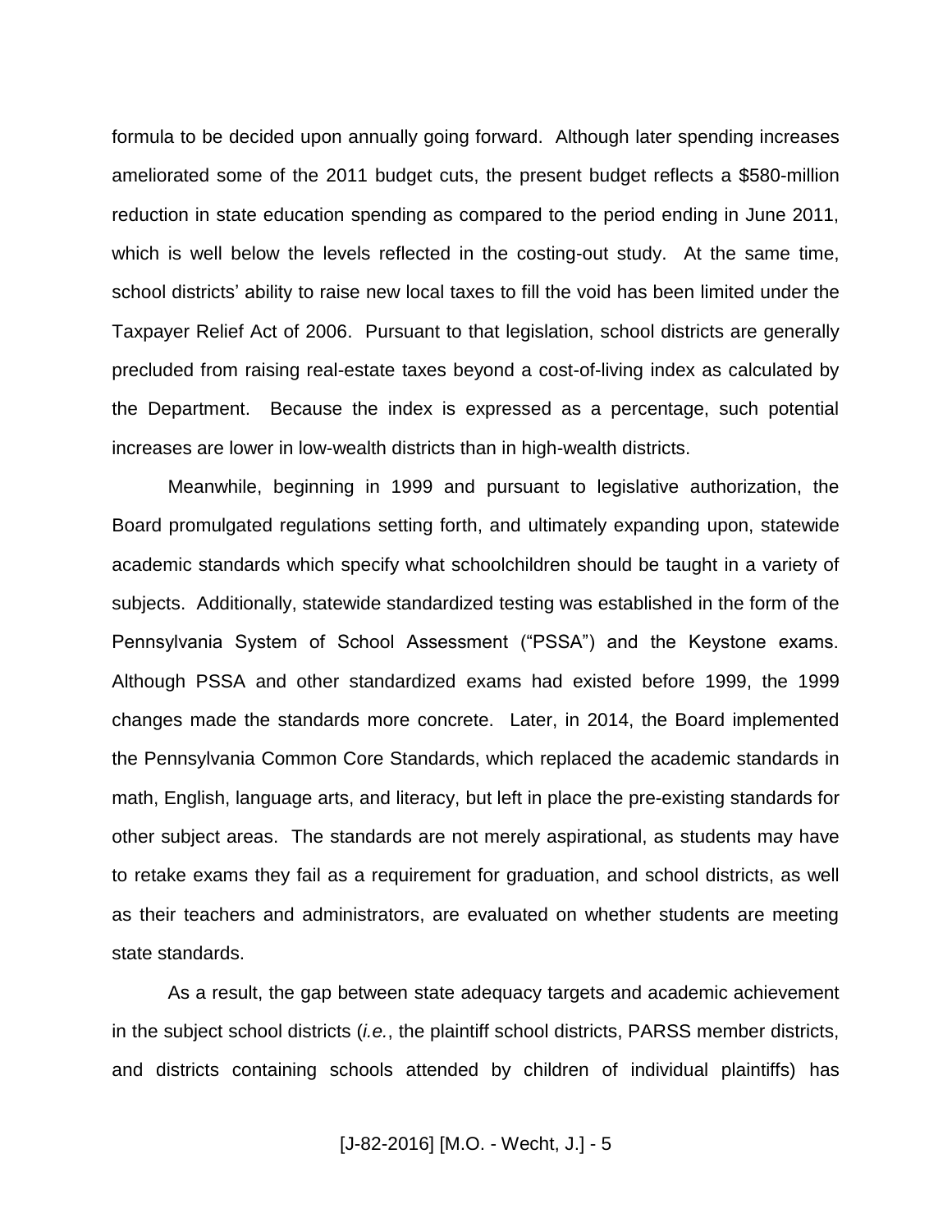formula to be decided upon annually going forward. Although later spending increases ameliorated some of the 2011 budget cuts, the present budget reflects a $580-million reduction in state education spending as compared to the period ending in June 2011, which is well below the levels reflected in the costing-out study. At the same time, school districts' ability to raise new local taxes to fill the void has been limited under the Taxpayer Relief Act of 2006. Pursuant to that legislation, school districts are generally precluded from raising real-estate taxes beyond a cost-of-living index as calculated by the Department. Because the index is expressed as a percentage, such potential increases are lower in low-wealth districts than in high-wealth districts.

Meanwhile, beginning in 1999 and pursuant to legislative authorization, the Board promulgated regulations setting forth, and ultimately expanding upon, statewide academic standards which specify what schoolchildren should be taught in a variety of subjects. Additionally, statewide standardized testing was established in the form of the Pennsylvania System of School Assessment ("PSSA") and the Keystone exams. Although PSSA and other standardized exams had existed before 1999, the 1999 changes made the standards more concrete. Later, in 2014, the Board implemented the Pennsylvania Common Core Standards, which replaced the academic standards in math, English, language arts, and literacy, but left in place the pre-existing standards for other subject areas. The standards are not merely aspirational, as students may have to retake exams they fail as a requirement for graduation, and school districts, as well as their teachers and administrators, are evaluated on whether students are meeting state standards.

As a result, the gap between state adequacy targets and academic achievement in the subject school districts (*i.e.*, the plaintiff school districts, PARSS member districts, and districts containing schools attended by children of individual plaintiffs) has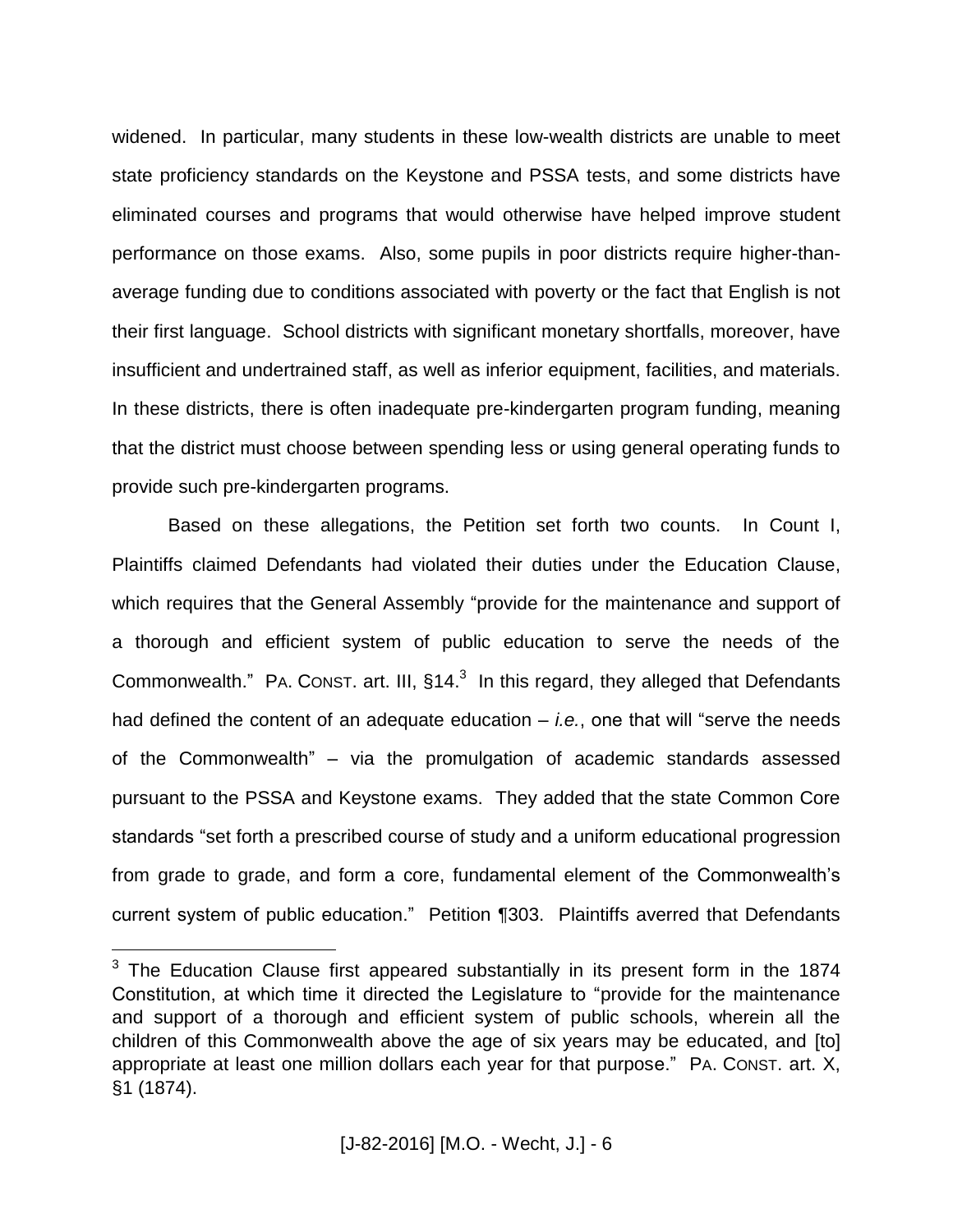widened. In particular, many students in these low-wealth districts are unable to meet state proficiency standards on the Keystone and PSSA tests, and some districts have eliminated courses and programs that would otherwise have helped improve student performance on those exams. Also, some pupils in poor districts require higher-than-average funding due to conditions associated with poverty or the fact that English is not their first language. School districts with significant monetary shortfalls, moreover, have insufficient and undertrained staff, as well as inferior equipment, facilities, and materials. In these districts, there is often inadequate pre-kindergarten program funding, meaning that the district must choose between spending less or using general operating funds to provide such pre-kindergarten programs.

Based on these allegations, the Petition set forth two counts. In Count I, Plaintiffs claimed Defendants had violated their duties under the Education Clause, which requires that the General Assembly "provide for the maintenance and support of a thorough and efficient system of public education to serve the needs of the Commonwealth." PA. CONST. art. III, §14.[3] In this regard, they alleged that Defendants had defined the content of an adequate education – *i.e.*, one that will "serve the needs of the Commonwealth" – via the promulgation of academic standards assessed pursuant to the PSSA and Keystone exams. They added that the state Common Core standards "set forth a prescribed course of study and a uniform educational progression from grade to grade, and form a core, fundamental element of the Commonwealth's current system of public education." Petition ¶303. Plaintiffs averred that Defendants

[3] The Education Clause first appeared substantially in its present form in the 1874 Constitution, at which time it directed the Legislature to "provide for the maintenance and support of a thorough and efficient system of public schools, wherein all the children of this Commonwealth above the age of six years may be educated, and [to] appropriate at least one million dollars each year for that purpose." PA. CONST. art. X, §1 (1874).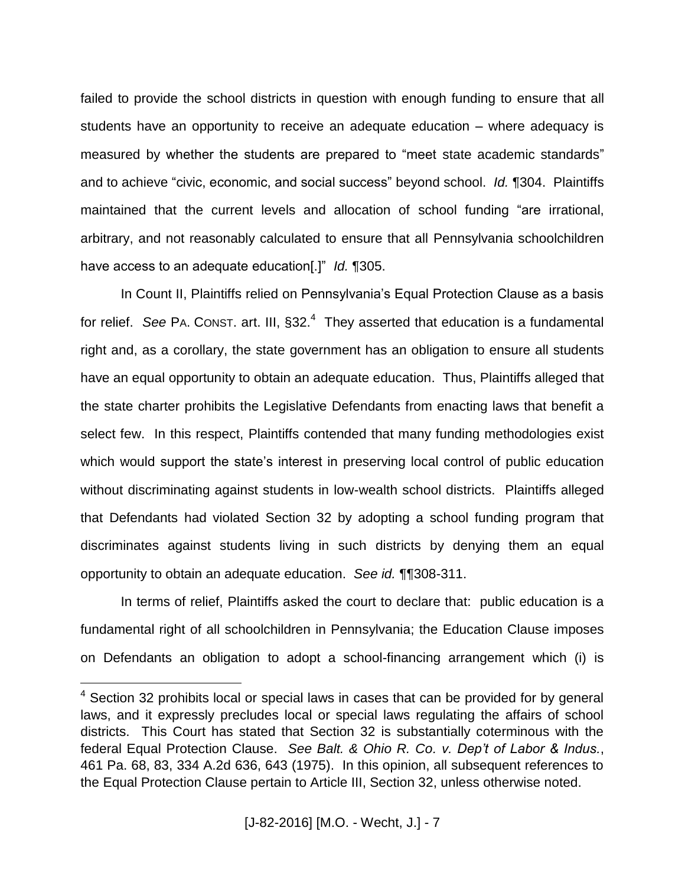failed to provide the school districts in question with enough funding to ensure that all students have an opportunity to receive an adequate education – where adequacy is measured by whether the students are prepared to "meet state academic standards" and to achieve "civic, economic, and social success" beyond school. *Id.* ¶304. Plaintiffs maintained that the current levels and allocation of school funding "are irrational, arbitrary, and not reasonably calculated to ensure that all Pennsylvania schoolchildren have access to an adequate education[.]" *Id.* ¶305.

In Count II, Plaintiffs relied on Pennsylvania's Equal Protection Clause as a basis for relief. *See* PA. CONST. art. III, §32.[4] They asserted that education is a fundamental right and, as a corollary, the state government has an obligation to ensure all students have an equal opportunity to obtain an adequate education. Thus, Plaintiffs alleged that the state charter prohibits the Legislative Defendants from enacting laws that benefit a select few. In this respect, Plaintiffs contended that many funding methodologies exist which would support the state's interest in preserving local control of public education without discriminating against students in low-wealth school districts. Plaintiffs alleged that Defendants had violated Section 32 by adopting a school funding program that discriminates against students living in such districts by denying them an equal opportunity to obtain an adequate education. *See id.* ¶¶308-311.

In terms of relief, Plaintiffs asked the court to declare that: public education is a fundamental right of all schoolchildren in Pennsylvania; the Education Clause imposes on Defendants an obligation to adopt a school-financing arrangement which (i) is

---

[4] Section 32 prohibits local or special laws in cases that can be provided for by general laws, and it expressly precludes local or special laws regulating the affairs of school districts. This Court has stated that Section 32 is substantially coterminous with the federal Equal Protection Clause. *See Balt. & Ohio R. Co. v. Dep't of Labor & Indus.*, 461 Pa. 68, 83, 334 A.2d 636, 643 (1975). In this opinion, all subsequent references to the Equal Protection Clause pertain to Article III, Section 32, unless otherwise noted.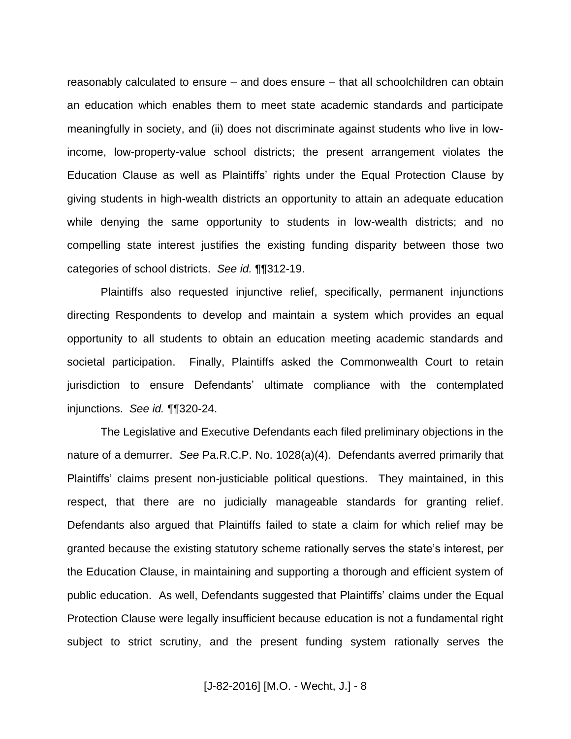reasonably calculated to ensure – and does ensure – that all schoolchildren can obtain an education which enables them to meet state academic standards and participate meaningfully in society, and (ii) does not discriminate against students who live in low-income, low-property-value school districts; the present arrangement violates the Education Clause as well as Plaintiffs' rights under the Equal Protection Clause by giving students in high-wealth districts an opportunity to attain an adequate education while denying the same opportunity to students in low-wealth districts; and no compelling state interest justifies the existing funding disparity between those two categories of school districts. *See id.* ¶¶312-19.

Plaintiffs also requested injunctive relief, specifically, permanent injunctions directing Respondents to develop and maintain a system which provides an equal opportunity to all students to obtain an education meeting academic standards and societal participation. Finally, Plaintiffs asked the Commonwealth Court to retain jurisdiction to ensure Defendants' ultimate compliance with the contemplated injunctions. *See id.* ¶¶320-24.

The Legislative and Executive Defendants each filed preliminary objections in the nature of a demurrer. *See* Pa.R.C.P. No. 1028(a)(4). Defendants averred primarily that Plaintiffs' claims present non-justiciable political questions. They maintained, in this respect, that there are no judicially manageable standards for granting relief. Defendants also argued that Plaintiffs failed to state a claim for which relief may be granted because the existing statutory scheme rationally serves the state's interest, per the Education Clause, in maintaining and supporting a thorough and efficient system of public education. As well, Defendants suggested that Plaintiffs' claims under the Equal Protection Clause were legally insufficient because education is not a fundamental right subject to strict scrutiny, and the present funding system rationally serves the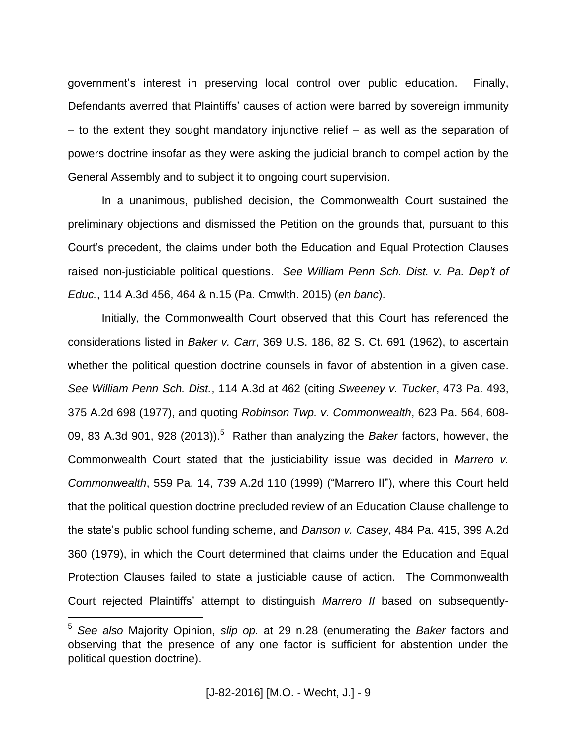government's interest in preserving local control over public education. Finally, Defendants averred that Plaintiffs' causes of action were barred by sovereign immunity – to the extent they sought mandatory injunctive relief – as well as the separation of powers doctrine insofar as they were asking the judicial branch to compel action by the General Assembly and to subject it to ongoing court supervision.

In a unanimous, published decision, the Commonwealth Court sustained the preliminary objections and dismissed the Petition on the grounds that, pursuant to this Court's precedent, the claims under both the Education and Equal Protection Clauses raised non-justiciable political questions. *See William Penn Sch. Dist. v. Pa. Dep't of Educ.*, 114 A.3d 456, 464 & n.15 (Pa. Cmwlth. 2015) (*en banc*).

Initially, the Commonwealth Court observed that this Court has referenced the considerations listed in *Baker v. Carr*, 369 U.S. 186, 82 S. Ct. 691 (1962), to ascertain whether the political question doctrine counsels in favor of abstention in a given case. *See William Penn Sch. Dist.*, 114 A.3d at 462 (citing *Sweeney v. Tucker*, 473 Pa. 493, 375 A.2d 698 (1977), and quoting *Robinson Twp. v. Commonwealth*, 623 Pa. 564, 608-09, 83 A.3d 901, 928 (2013)).[5] Rather than analyzing the *Baker* factors, however, the Commonwealth Court stated that the justiciability issue was decided in *Marrero v. Commonwealth*, 559 Pa. 14, 739 A.2d 110 (1999) ("Marrero II"), where this Court held that the political question doctrine precluded review of an Education Clause challenge to the state's public school funding scheme, and *Danson v. Casey*, 484 Pa. 415, 399 A.2d 360 (1979), in which the Court determined that claims under the Education and Equal Protection Clauses failed to state a justiciable cause of action. The Commonwealth Court rejected Plaintiffs' attempt to distinguish *Marrero II* based on subsequently-

[5] *See also* Majority Opinion, *slip op.* at 29 n.28 (enumerating the *Baker* factors and observing that the presence of any one factor is sufficient for abstention under the political question doctrine).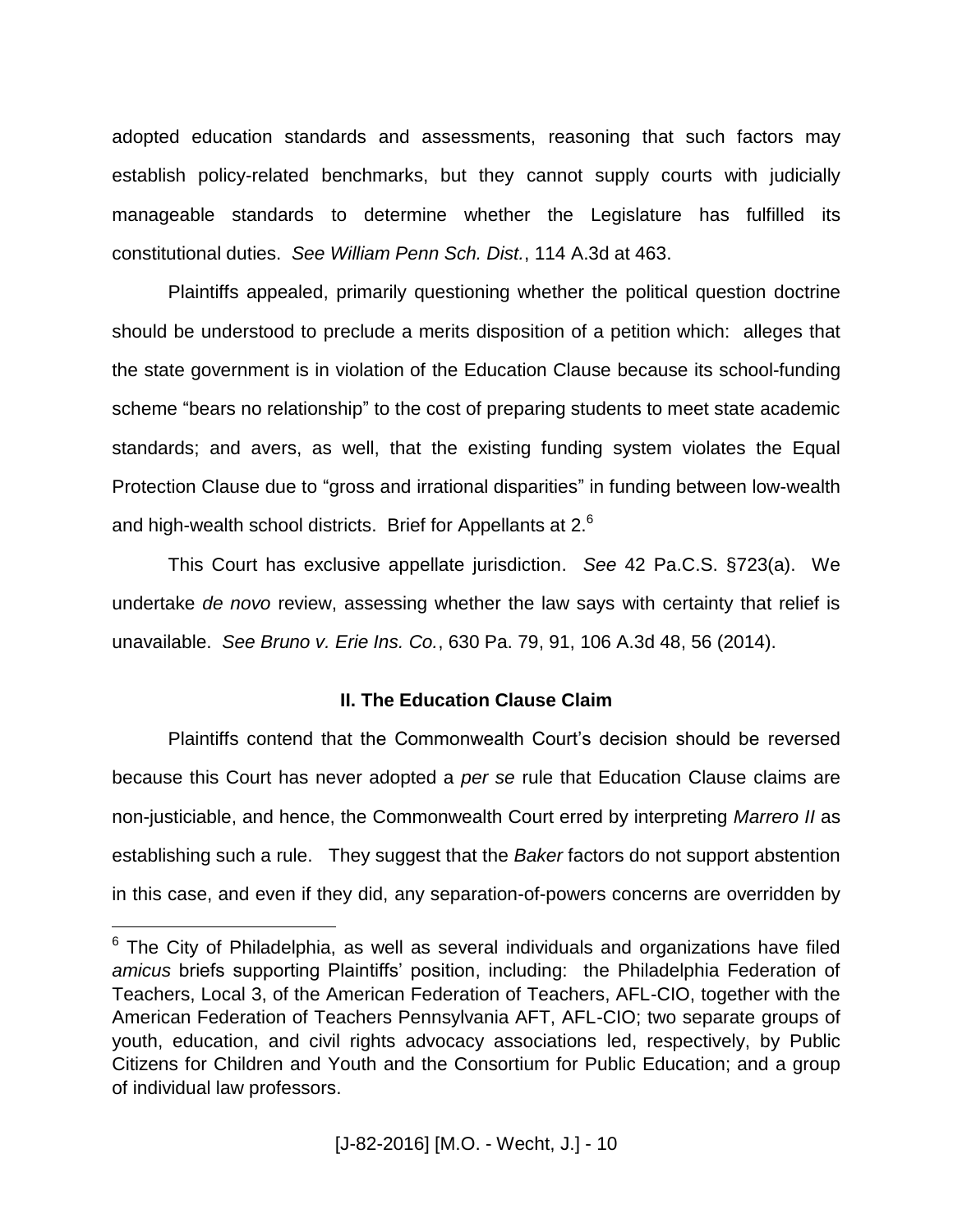adopted education standards and assessments, reasoning that such factors may establish policy-related benchmarks, but they cannot supply courts with judicially manageable standards to determine whether the Legislature has fulfilled its constitutional duties. *See William Penn Sch. Dist.*, 114 A.3d at 463.

Plaintiffs appealed, primarily questioning whether the political question doctrine should be understood to preclude a merits disposition of a petition which: alleges that the state government is in violation of the Education Clause because its school-funding scheme "bears no relationship" to the cost of preparing students to meet state academic standards; and avers, as well, that the existing funding system violates the Equal Protection Clause due to "gross and irrational disparities" in funding between low-wealth and high-wealth school districts. Brief for Appellants at 2.[6]

This Court has exclusive appellate jurisdiction. *See* 42 Pa.C.S. §723(a). We undertake *de novo* review, assessing whether the law says with certainty that relief is unavailable. *See Bruno v. Erie Ins. Co.*, 630 Pa. 79, 91, 106 A.3d 48, 56 (2014).

## II. The Education Clause Claim

Plaintiffs contend that the Commonwealth Court's decision should be reversed because this Court has never adopted a *per se* rule that Education Clause claims are non-justiciable, and hence, the Commonwealth Court erred by interpreting *Marrero II* as establishing such a rule. They suggest that the *Baker* factors do not support abstention in this case, and even if they did, any separation-of-powers concerns are overridden by

---

[6] The City of Philadelphia, as well as several individuals and organizations have filed *amicus* briefs supporting Plaintiffs' position, including: the Philadelphia Federation of Teachers, Local 3, of the American Federation of Teachers, AFL-CIO, together with the American Federation of Teachers Pennsylvania AFT, AFL-CIO; two separate groups of youth, education, and civil rights advocacy associations led, respectively, by Public Citizens for Children and Youth and the Consortium for Public Education; and a group of individual law professors.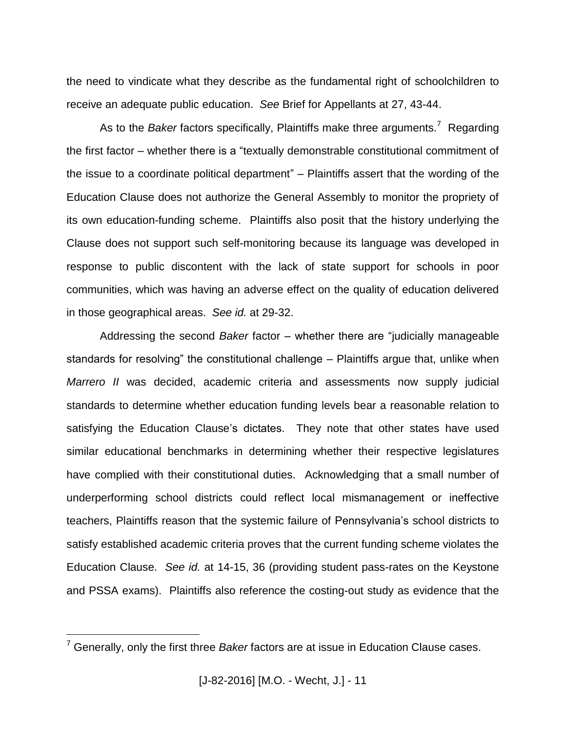the need to vindicate what they describe as the fundamental right of schoolchildren to receive an adequate public education. *See* Brief for Appellants at 27, 43-44.

As to the *Baker* factors specifically, Plaintiffs make three arguments.[7] Regarding the first factor – whether there is a "textually demonstrable constitutional commitment of the issue to a coordinate political department" – Plaintiffs assert that the wording of the Education Clause does not authorize the General Assembly to monitor the propriety of its own education-funding scheme. Plaintiffs also posit that the history underlying the Clause does not support such self-monitoring because its language was developed in response to public discontent with the lack of state support for schools in poor communities, which was having an adverse effect on the quality of education delivered in those geographical areas. *See id.* at 29-32.

Addressing the second *Baker* factor – whether there are "judicially manageable standards for resolving" the constitutional challenge – Plaintiffs argue that, unlike when *Marrero II* was decided, academic criteria and assessments now supply judicial standards to determine whether education funding levels bear a reasonable relation to satisfying the Education Clause's dictates. They note that other states have used similar educational benchmarks in determining whether their respective legislatures have complied with their constitutional duties. Acknowledging that a small number of underperforming school districts could reflect local mismanagement or ineffective teachers, Plaintiffs reason that the systemic failure of Pennsylvania's school districts to satisfy established academic criteria proves that the current funding scheme violates the Education Clause. *See id.* at 14-15, 36 (providing student pass-rates on the Keystone and PSSA exams). Plaintiffs also reference the costing-out study as evidence that the

---

[7] Generally, only the first three *Baker* factors are at issue in Education Clause cases.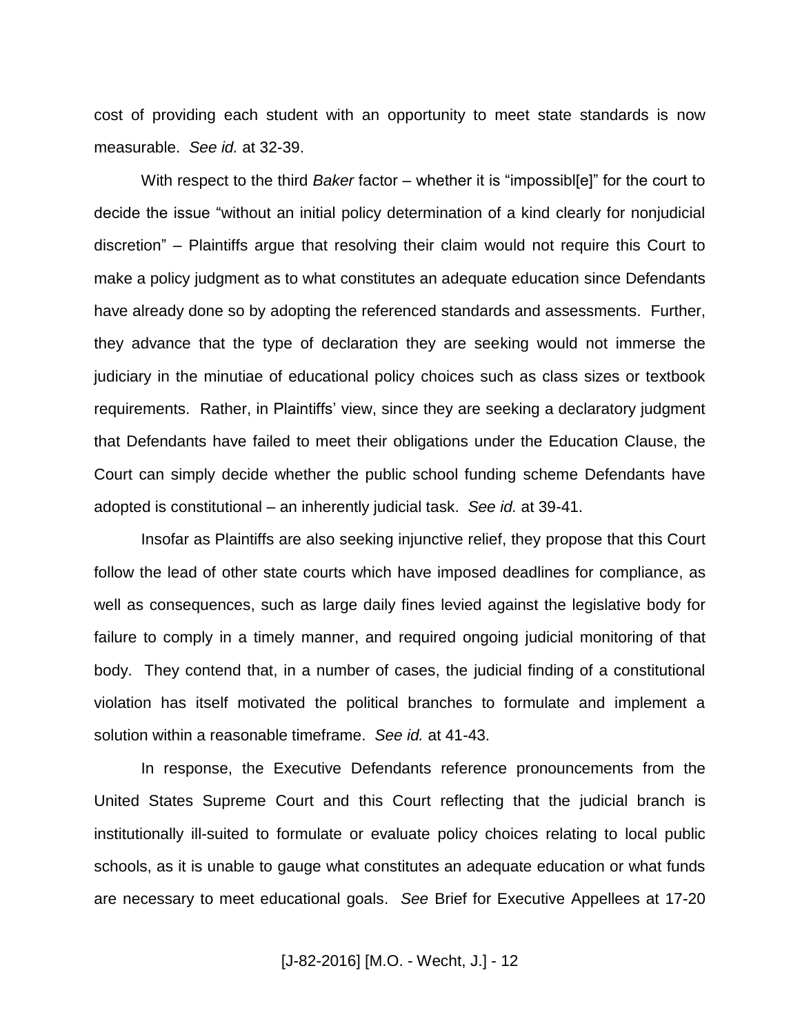cost of providing each student with an opportunity to meet state standards is now measurable. *See id.* at 32-39.

With respect to the third *Baker* factor – whether it is "impossibl[e]" for the court to decide the issue "without an initial policy determination of a kind clearly for nonjudicial discretion" – Plaintiffs argue that resolving their claim would not require this Court to make a policy judgment as to what constitutes an adequate education since Defendants have already done so by adopting the referenced standards and assessments. Further, they advance that the type of declaration they are seeking would not immerse the judiciary in the minutiae of educational policy choices such as class sizes or textbook requirements. Rather, in Plaintiffs' view, since they are seeking a declaratory judgment that Defendants have failed to meet their obligations under the Education Clause, the Court can simply decide whether the public school funding scheme Defendants have adopted is constitutional – an inherently judicial task. *See id.* at 39-41.

Insofar as Plaintiffs are also seeking injunctive relief, they propose that this Court follow the lead of other state courts which have imposed deadlines for compliance, as well as consequences, such as large daily fines levied against the legislative body for failure to comply in a timely manner, and required ongoing judicial monitoring of that body. They contend that, in a number of cases, the judicial finding of a constitutional violation has itself motivated the political branches to formulate and implement a solution within a reasonable timeframe. *See id.* at 41-43.

In response, the Executive Defendants reference pronouncements from the United States Supreme Court and this Court reflecting that the judicial branch is institutionally ill-suited to formulate or evaluate policy choices relating to local public schools, as it is unable to gauge what constitutes an adequate education or what funds are necessary to meet educational goals. *See* Brief for Executive Appellees at 17-20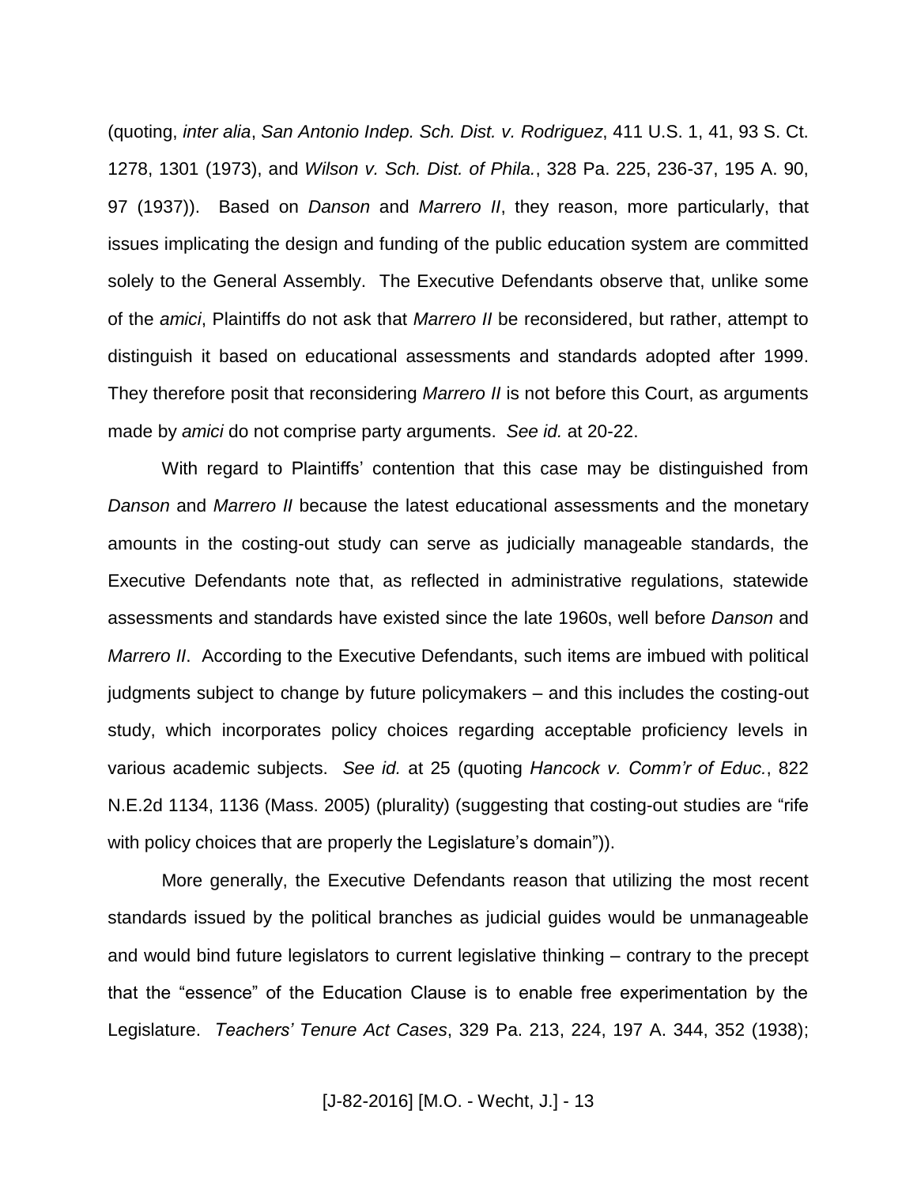(quoting, *inter alia*, *San Antonio Indep. Sch. Dist. v. Rodriguez*, 411 U.S. 1, 41, 93 S. Ct. 1278, 1301 (1973), and *Wilson v. Sch. Dist. of Phila.*, 328 Pa. 225, 236-37, 195 A. 90, 97 (1937)). Based on *Danson* and *Marrero II*, they reason, more particularly, that issues implicating the design and funding of the public education system are committed solely to the General Assembly. The Executive Defendants observe that, unlike some of the *amici*, Plaintiffs do not ask that *Marrero II* be reconsidered, but rather, attempt to distinguish it based on educational assessments and standards adopted after 1999. They therefore posit that reconsidering *Marrero II* is not before this Court, as arguments made by *amici* do not comprise party arguments. *See id.* at 20-22.

With regard to Plaintiffs' contention that this case may be distinguished from *Danson* and *Marrero II* because the latest educational assessments and the monetary amounts in the costing-out study can serve as judicially manageable standards, the Executive Defendants note that, as reflected in administrative regulations, statewide assessments and standards have existed since the late 1960s, well before *Danson* and *Marrero II*. According to the Executive Defendants, such items are imbued with political judgments subject to change by future policymakers – and this includes the costing-out study, which incorporates policy choices regarding acceptable proficiency levels in various academic subjects. *See id.* at 25 (quoting *Hancock v. Comm'r of Educ.*, 822 N.E.2d 1134, 1136 (Mass. 2005) (plurality) (suggesting that costing-out studies are "rife with policy choices that are properly the Legislature's domain")).

More generally, the Executive Defendants reason that utilizing the most recent standards issued by the political branches as judicial guides would be unmanageable and would bind future legislators to current legislative thinking – contrary to the precept that the "essence" of the Education Clause is to enable free experimentation by the Legislature. *Teachers' Tenure Act Cases*, 329 Pa. 213, 224, 197 A. 344, 352 (1938);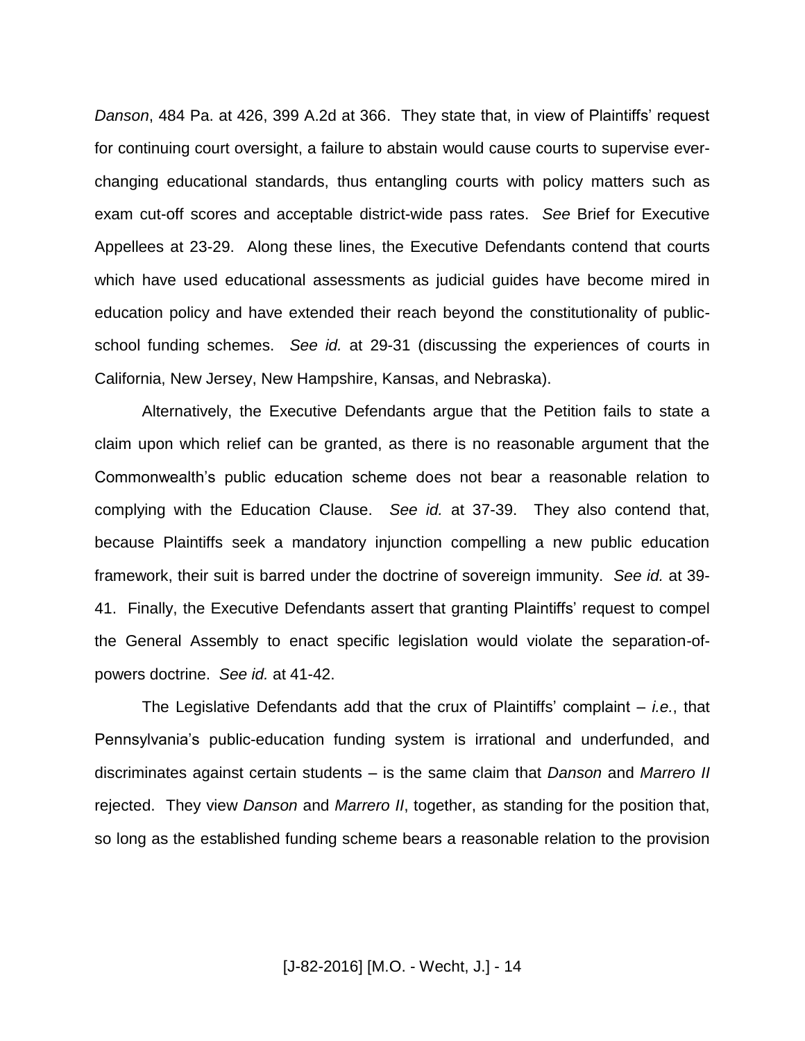*Danson*, 484 Pa. at 426, 399 A.2d at 366. They state that, in view of Plaintiffs' request for continuing court oversight, a failure to abstain would cause courts to supervise ever-changing educational standards, thus entangling courts with policy matters such as exam cut-off scores and acceptable district-wide pass rates. *See* Brief for Executive Appellees at 23-29. Along these lines, the Executive Defendants contend that courts which have used educational assessments as judicial guides have become mired in education policy and have extended their reach beyond the constitutionality of public-school funding schemes. *See id.* at 29-31 (discussing the experiences of courts in California, New Jersey, New Hampshire, Kansas, and Nebraska).

Alternatively, the Executive Defendants argue that the Petition fails to state a claim upon which relief can be granted, as there is no reasonable argument that the Commonwealth's public education scheme does not bear a reasonable relation to complying with the Education Clause. *See id.* at 37-39. They also contend that, because Plaintiffs seek a mandatory injunction compelling a new public education framework, their suit is barred under the doctrine of sovereign immunity. *See id.* at 39-41. Finally, the Executive Defendants assert that granting Plaintiffs' request to compel the General Assembly to enact specific legislation would violate the separation-of-powers doctrine. *See id.* at 41-42.

The Legislative Defendants add that the crux of Plaintiffs' complaint – *i.e.*, that Pennsylvania's public-education funding system is irrational and underfunded, and discriminates against certain students – is the same claim that *Danson* and *Marrero II* rejected. They view *Danson* and *Marrero II*, together, as standing for the position that, so long as the established funding scheme bears a reasonable relation to the provision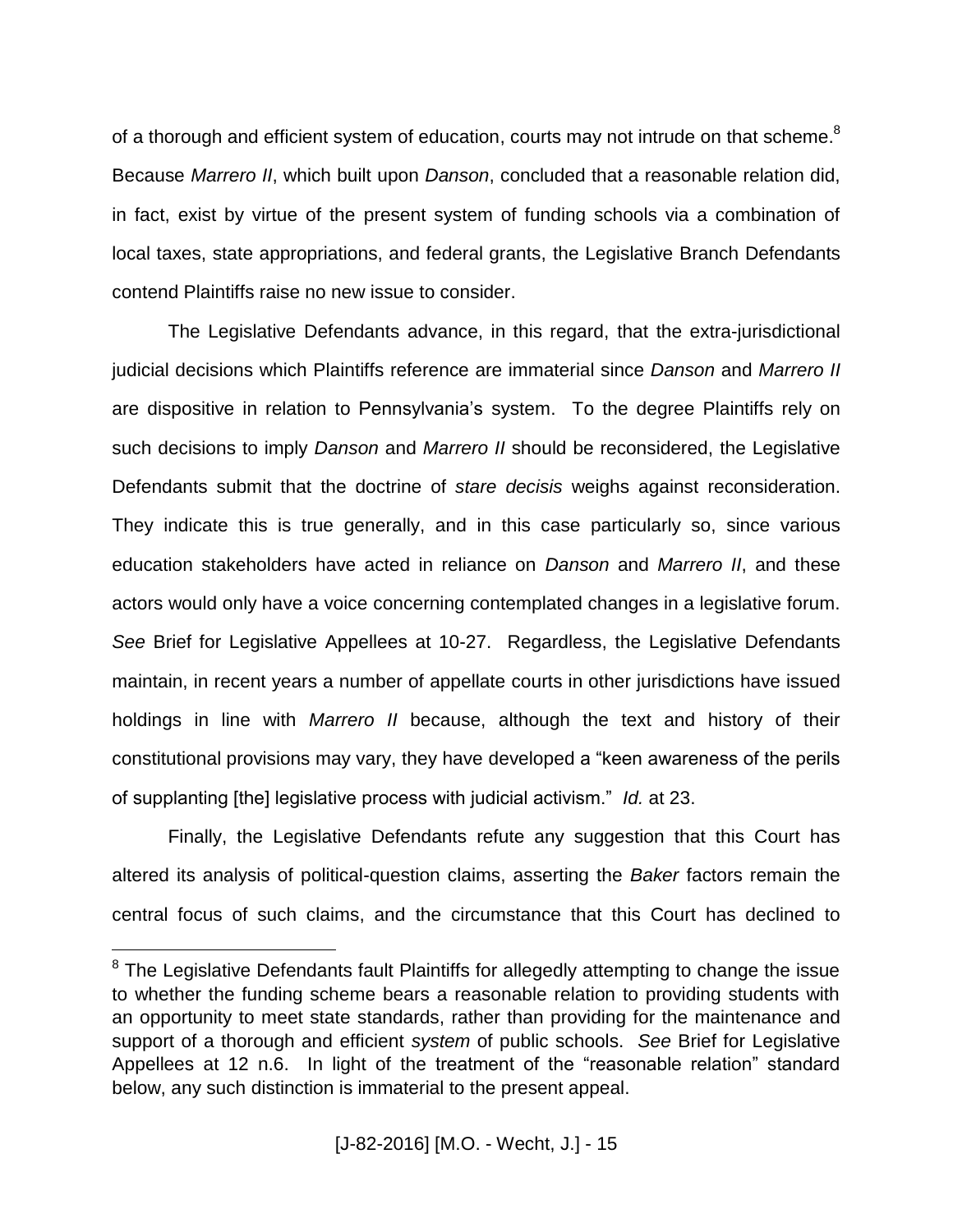of a thorough and efficient system of education, courts may not intrude on that scheme.[8] Because *Marrero II*, which built upon *Danson*, concluded that a reasonable relation did, in fact, exist by virtue of the present system of funding schools via a combination of local taxes, state appropriations, and federal grants, the Legislative Branch Defendants contend Plaintiffs raise no new issue to consider.

The Legislative Defendants advance, in this regard, that the extra-jurisdictional judicial decisions which Plaintiffs reference are immaterial since *Danson* and *Marrero II* are dispositive in relation to Pennsylvania's system. To the degree Plaintiffs rely on such decisions to imply *Danson* and *Marrero II* should be reconsidered, the Legislative Defendants submit that the doctrine of *stare decisis* weighs against reconsideration. They indicate this is true generally, and in this case particularly so, since various education stakeholders have acted in reliance on *Danson* and *Marrero II*, and these actors would only have a voice concerning contemplated changes in a legislative forum. *See* Brief for Legislative Appellees at 10-27. Regardless, the Legislative Defendants maintain, in recent years a number of appellate courts in other jurisdictions have issued holdings in line with *Marrero II* because, although the text and history of their constitutional provisions may vary, they have developed a "keen awareness of the perils of supplanting [the] legislative process with judicial activism." *Id.* at 23.

Finally, the Legislative Defendants refute any suggestion that this Court has altered its analysis of political-question claims, asserting the *Baker* factors remain the central focus of such claims, and the circumstance that this Court has declined to

---

[8] The Legislative Defendants fault Plaintiffs for allegedly attempting to change the issue to whether the funding scheme bears a reasonable relation to providing students with an opportunity to meet state standards, rather than providing for the maintenance and support of a thorough and efficient *system* of public schools. *See* Brief for Legislative Appellees at 12 n.6. In light of the treatment of the "reasonable relation" standard below, any such distinction is immaterial to the present appeal.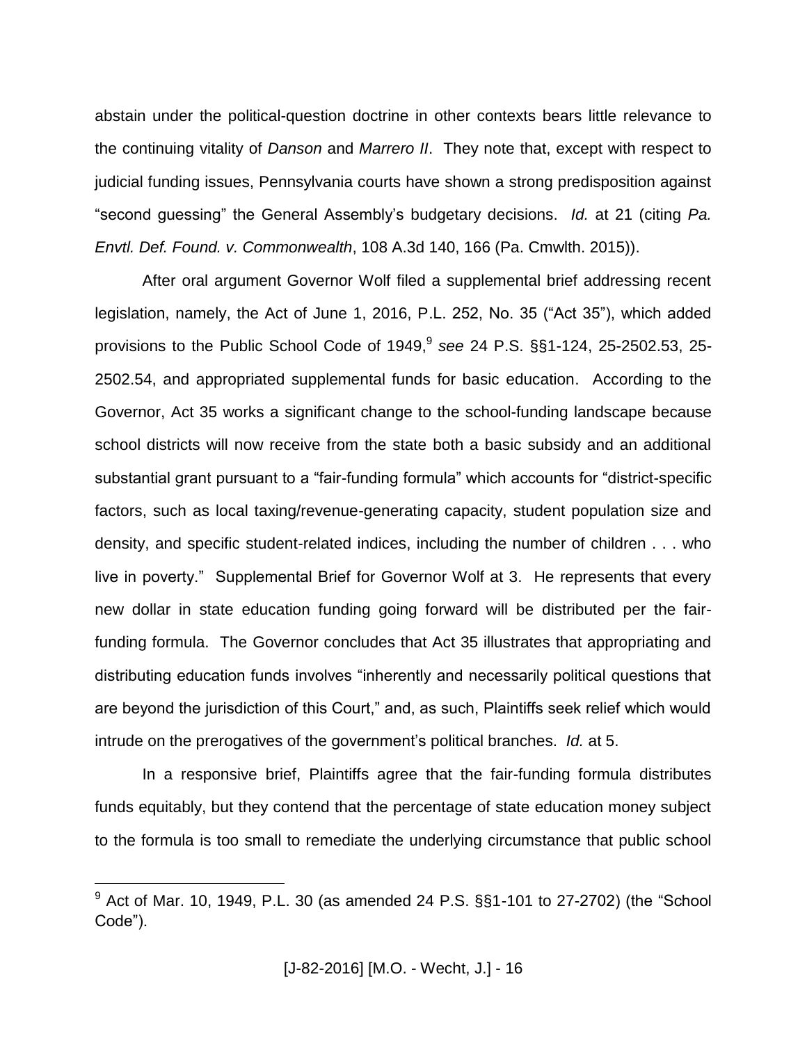abstain under the political-question doctrine in other contexts bears little relevance to the continuing vitality of *Danson* and *Marrero II*. They note that, except with respect to judicial funding issues, Pennsylvania courts have shown a strong predisposition against "second guessing" the General Assembly's budgetary decisions. *Id.* at 21 (citing *Pa. Envtl. Def. Found. v. Commonwealth*, 108 A.3d 140, 166 (Pa. Cmwlth. 2015)).

After oral argument Governor Wolf filed a supplemental brief addressing recent legislation, namely, the Act of June 1, 2016, P.L. 252, No. 35 ("Act 35"), which added provisions to the Public School Code of 1949,[9] *see* 24 P.S. §§1-124, 25-2502.53, 25-2502.54, and appropriated supplemental funds for basic education. According to the Governor, Act 35 works a significant change to the school-funding landscape because school districts will now receive from the state both a basic subsidy and an additional substantial grant pursuant to a "fair-funding formula" which accounts for "district-specific factors, such as local taxing/revenue-generating capacity, student population size and density, and specific student-related indices, including the number of children . . . who live in poverty." Supplemental Brief for Governor Wolf at 3. He represents that every new dollar in state education funding going forward will be distributed per the fair-funding formula. The Governor concludes that Act 35 illustrates that appropriating and distributing education funds involves "inherently and necessarily political questions that are beyond the jurisdiction of this Court," and, as such, Plaintiffs seek relief which would intrude on the prerogatives of the government's political branches. *Id.* at 5.

In a responsive brief, Plaintiffs agree that the fair-funding formula distributes funds equitably, but they contend that the percentage of state education money subject to the formula is too small to remediate the underlying circumstance that public school

[9] Act of Mar. 10, 1949, P.L. 30 (as amended 24 P.S. §§1-101 to 27-2702) (the "School Code").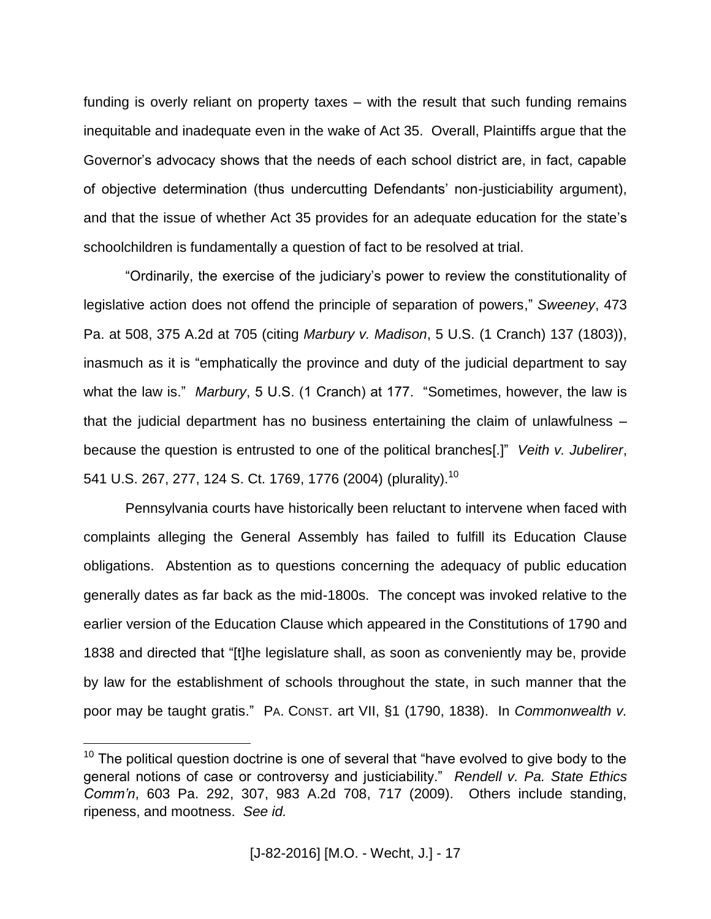funding is overly reliant on property taxes – with the result that such funding remains inequitable and inadequate even in the wake of Act 35. Overall, Plaintiffs argue that the Governor's advocacy shows that the needs of each school district are, in fact, capable of objective determination (thus undercutting Defendants' non-justiciability argument), and that the issue of whether Act 35 provides for an adequate education for the state's schoolchildren is fundamentally a question of fact to be resolved at trial.

"Ordinarily, the exercise of the judiciary's power to review the constitutionality of legislative action does not offend the principle of separation of powers," *Sweeney*, 473 Pa. at 508, 375 A.2d at 705 (citing *Marbury v. Madison*, 5 U.S. (1 Cranch) 137 (1803)), inasmuch as it is "emphatically the province and duty of the judicial department to say what the law is." *Marbury*, 5 U.S. (1 Cranch) at 177. "Sometimes, however, the law is that the judicial department has no business entertaining the claim of unlawfulness – because the question is entrusted to one of the political branches[.]" *Veith v. Jubelirer*, 541 U.S. 267, 277, 124 S. Ct. 1769, 1776 (2004) (plurality).[10]

Pennsylvania courts have historically been reluctant to intervene when faced with complaints alleging the General Assembly has failed to fulfill its Education Clause obligations. Abstention as to questions concerning the adequacy of public education generally dates as far back as the mid-1800s. The concept was invoked relative to the earlier version of the Education Clause which appeared in the Constitutions of 1790 and 1838 and directed that "[t]he legislature shall, as soon as conveniently may be, provide by law for the establishment of schools throughout the state, in such manner that the poor may be taught gratis." PA. CONST. art VII, §1 (1790, 1838). In *Commonwealth v.*

---

[10] The political question doctrine is one of several that "have evolved to give body to the general notions of case or controversy and justiciability." *Rendell v. Pa. State Ethics Comm'n*, 603 Pa. 292, 307, 983 A.2d 708, 717 (2009). Others include standing, ripeness, and mootness. *See id.*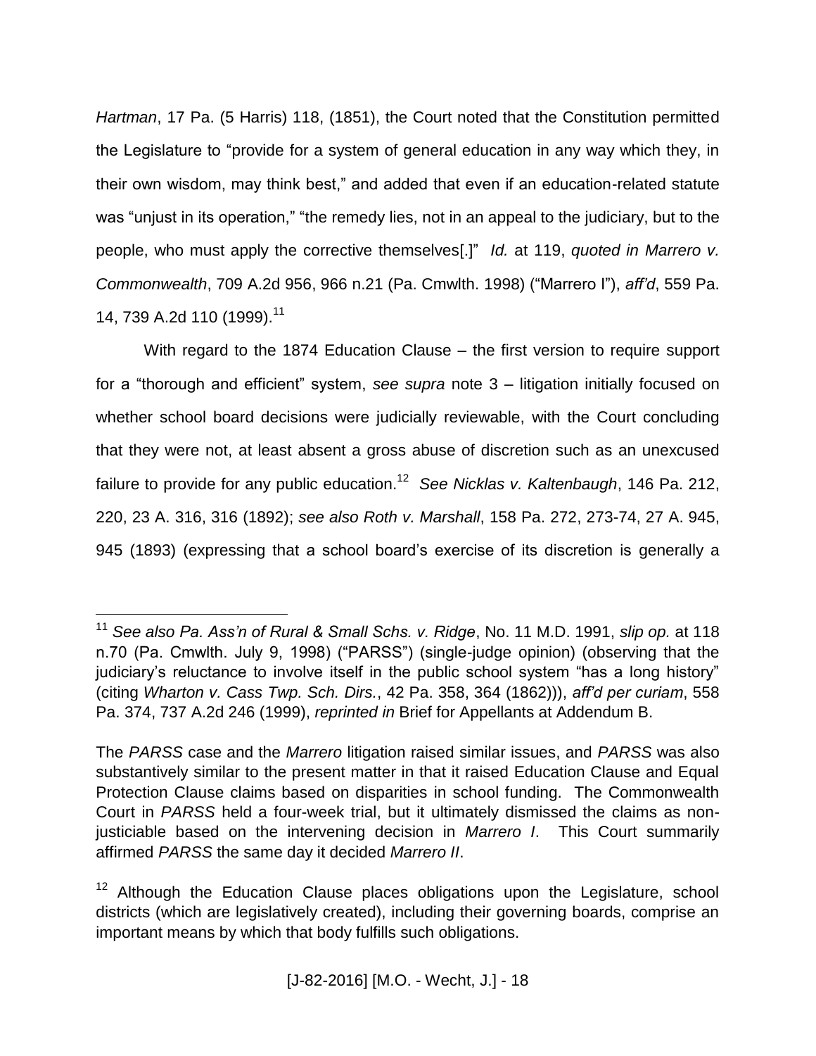*Hartman*, 17 Pa. (5 Harris) 118, (1851), the Court noted that the Constitution permitted the Legislature to "provide for a system of general education in any way which they, in their own wisdom, may think best," and added that even if an education-related statute was "unjust in its operation," "the remedy lies, not in an appeal to the judiciary, but to the people, who must apply the corrective themselves[.]" *Id.* at 119, *quoted in Marrero v. Commonwealth*, 709 A.2d 956, 966 n.21 (Pa. Cmwlth. 1998) ("Marrero I"), *aff'd*, 559 Pa. 14, 739 A.2d 110 (1999).[11]

With regard to the 1874 Education Clause – the first version to require support for a "thorough and efficient" system, *see supra* note 3 – litigation initially focused on whether school board decisions were judicially reviewable, with the Court concluding that they were not, at least absent a gross abuse of discretion such as an unexcused failure to provide for any public education.[12] *See Nicklas v. Kaltenbaugh*, 146 Pa. 212, 220, 23 A. 316, 316 (1892); *see also Roth v. Marshall*, 158 Pa. 272, 273-74, 27 A. 945, 945 (1893) (expressing that a school board's exercise of its discretion is generally a

---

[11] *See also Pa. Ass'n of Rural & Small Schs. v. Ridge*, No. 11 M.D. 1991, *slip op.* at 118 n.70 (Pa. Cmwlth. July 9, 1998) ("PARSS") (single-judge opinion) (observing that the judiciary's reluctance to involve itself in the public school system "has a long history" (citing *Wharton v. Cass Twp. Sch. Dirs.*, 42 Pa. 358, 364 (1862))), *aff'd per curiam*, 558 Pa. 374, 737 A.2d 246 (1999), *reprinted in* Brief for Appellants at Addendum B.

The *PARSS* case and the *Marrero* litigation raised similar issues, and *PARSS* was also substantively similar to the present matter in that it raised Education Clause and Equal Protection Clause claims based on disparities in school funding. The Commonwealth Court in *PARSS* held a four-week trial, but it ultimately dismissed the claims as non-justiciable based on the intervening decision in *Marrero I*. This Court summarily affirmed *PARSS* the same day it decided *Marrero II*.

[12] Although the Education Clause places obligations upon the Legislature, school districts (which are legislatively created), including their governing boards, comprise an important means by which that body fulfills such obligations.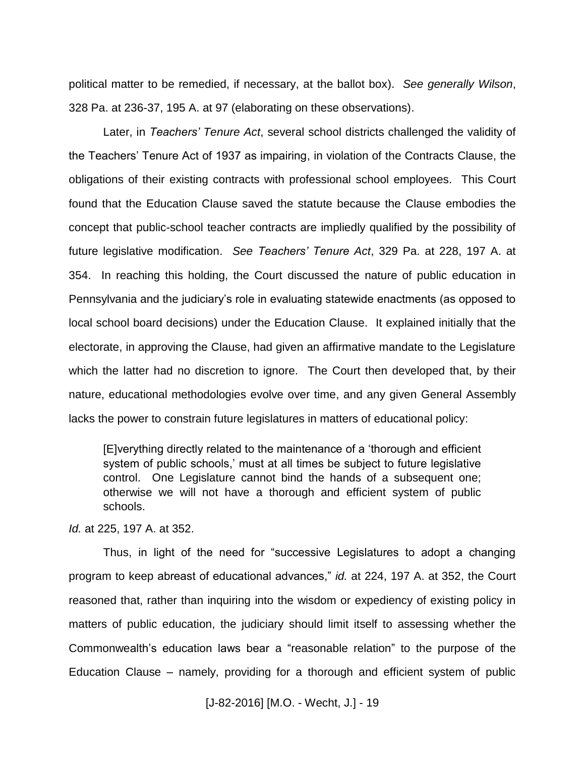political matter to be remedied, if necessary, at the ballot box). *See generally Wilson*, 328 Pa. at 236-37, 195 A. at 97 (elaborating on these observations).

Later, in *Teachers' Tenure Act*, several school districts challenged the validity of the Teachers' Tenure Act of 1937 as impairing, in violation of the Contracts Clause, the obligations of their existing contracts with professional school employees. This Court found that the Education Clause saved the statute because the Clause embodies the concept that public-school teacher contracts are impliedly qualified by the possibility of future legislative modification. *See Teachers' Tenure Act*, 329 Pa. at 228, 197 A. at 354. In reaching this holding, the Court discussed the nature of public education in Pennsylvania and the judiciary's role in evaluating statewide enactments (as opposed to local school board decisions) under the Education Clause. It explained initially that the electorate, in approving the Clause, had given an affirmative mandate to the Legislature which the latter had no discretion to ignore. The Court then developed that, by their nature, educational methodologies evolve over time, and any given General Assembly lacks the power to constrain future legislatures in matters of educational policy:

> [E]verything directly related to the maintenance of a 'thorough and efficient system of public schools,' must at all times be subject to future legislative control. One Legislature cannot bind the hands of a subsequent one; otherwise we will not have a thorough and efficient system of public schools.

*Id.* at 225, 197 A. at 352.

Thus, in light of the need for "successive Legislatures to adopt a changing program to keep abreast of educational advances," *id.* at 224, 197 A. at 352, the Court reasoned that, rather than inquiring into the wisdom or expediency of existing policy in matters of public education, the judiciary should limit itself to assessing whether the Commonwealth's education laws bear a "reasonable relation" to the purpose of the Education Clause – namely, providing for a thorough and efficient system of public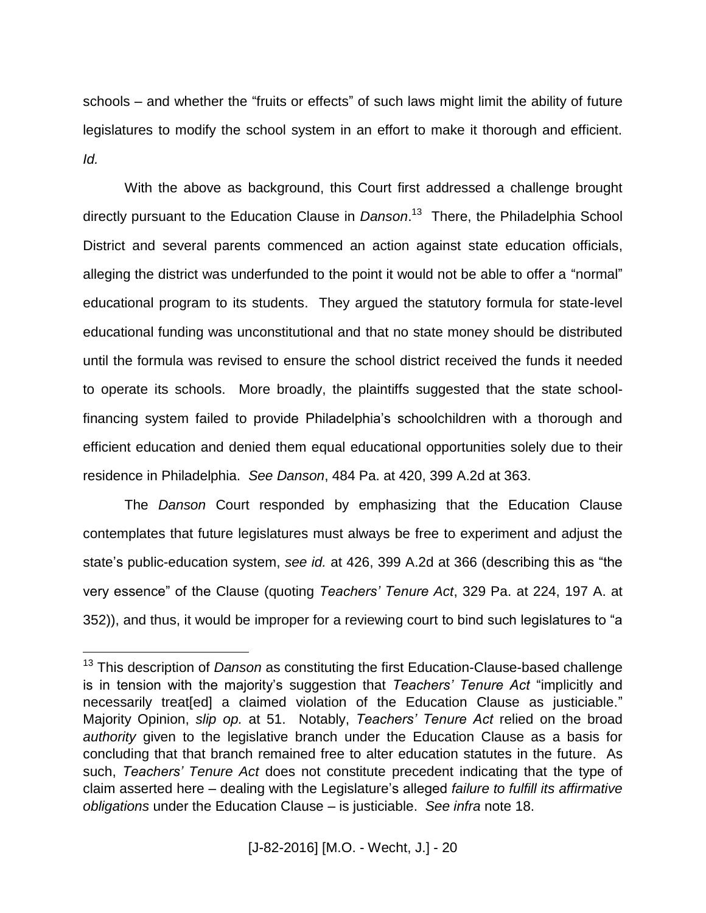schools – and whether the "fruits or effects" of such laws might limit the ability of future legislatures to modify the school system in an effort to make it thorough and efficient. *Id.*

With the above as background, this Court first addressed a challenge brought directly pursuant to the Education Clause in *Danson*.[13] There, the Philadelphia School District and several parents commenced an action against state education officials, alleging the district was underfunded to the point it would not be able to offer a "normal" educational program to its students. They argued the statutory formula for state-level educational funding was unconstitutional and that no state money should be distributed until the formula was revised to ensure the school district received the funds it needed to operate its schools. More broadly, the plaintiffs suggested that the state school-financing system failed to provide Philadelphia's schoolchildren with a thorough and efficient education and denied them equal educational opportunities solely due to their residence in Philadelphia. *See Danson*, 484 Pa. at 420, 399 A.2d at 363.

The *Danson* Court responded by emphasizing that the Education Clause contemplates that future legislatures must always be free to experiment and adjust the state's public-education system, *see id.* at 426, 399 A.2d at 366 (describing this as "the very essence" of the Clause (quoting *Teachers' Tenure Act*, 329 Pa. at 224, 197 A. at 352)), and thus, it would be improper for a reviewing court to bind such legislatures to "a

---

[13] This description of *Danson* as constituting the first Education-Clause-based challenge is in tension with the majority's suggestion that *Teachers' Tenure Act* "implicitly and necessarily treat[ed] a claimed violation of the Education Clause as justiciable." Majority Opinion, *slip op.* at 51. Notably, *Teachers' Tenure Act* relied on the broad *authority* given to the legislative branch under the Education Clause as a basis for concluding that that branch remained free to alter education statutes in the future. As such, *Teachers' Tenure Act* does not constitute precedent indicating that the type of claim asserted here – dealing with the Legislature's alleged *failure to fulfill its affirmative obligations* under the Education Clause – is justiciable. *See infra* note 18.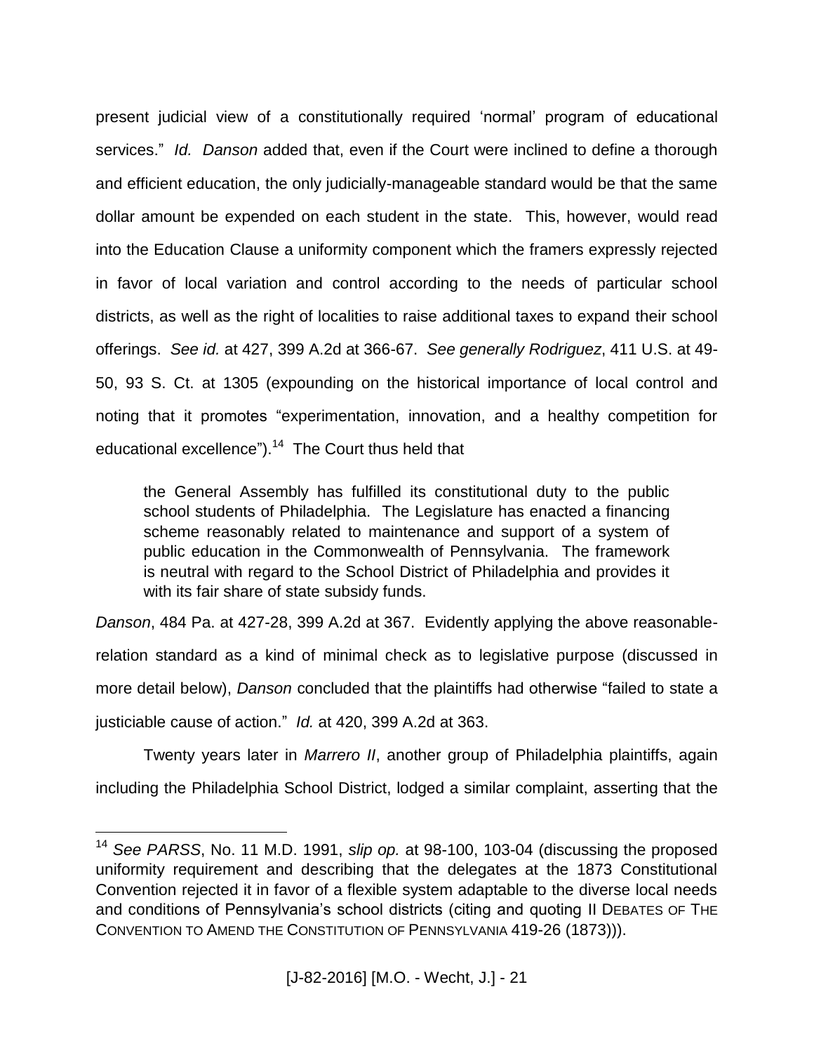present judicial view of a constitutionally required 'normal' program of educational services." *Id.* *Danson* added that, even if the Court were inclined to define a thorough and efficient education, the only judicially-manageable standard would be that the same dollar amount be expended on each student in the state. This, however, would read into the Education Clause a uniformity component which the framers expressly rejected in favor of local variation and control according to the needs of particular school districts, as well as the right of localities to raise additional taxes to expand their school offerings. *See id.* at 427, 399 A.2d at 366-67. *See generally Rodriguez*, 411 U.S. at 49-50, 93 S. Ct. at 1305 (expounding on the historical importance of local control and noting that it promotes "experimentation, innovation, and a healthy competition for educational excellence").[14] The Court thus held that

> the General Assembly has fulfilled its constitutional duty to the public school students of Philadelphia. The Legislature has enacted a financing scheme reasonably related to maintenance and support of a system of public education in the Commonwealth of Pennsylvania. The framework is neutral with regard to the School District of Philadelphia and provides it with its fair share of state subsidy funds.

*Danson*, 484 Pa. at 427-28, 399 A.2d at 367. Evidently applying the above reasonable-relation standard as a kind of minimal check as to legislative purpose (discussed in more detail below), *Danson* concluded that the plaintiffs had otherwise "failed to state a justiciable cause of action." *Id.* at 420, 399 A.2d at 363.

Twenty years later in *Marrero II*, another group of Philadelphia plaintiffs, again including the Philadelphia School District, lodged a similar complaint, asserting that the

---

[14] *See PARSS*, No. 11 M.D. 1991, *slip op.* at 98-100, 103-04 (discussing the proposed uniformity requirement and describing that the delegates at the 1873 Constitutional Convention rejected it in favor of a flexible system adaptable to the diverse local needs and conditions of Pennsylvania's school districts (citing and quoting II DEBATES OF THE CONVENTION TO AMEND THE CONSTITUTION OF PENNSYLVANIA 419-26 (1873))).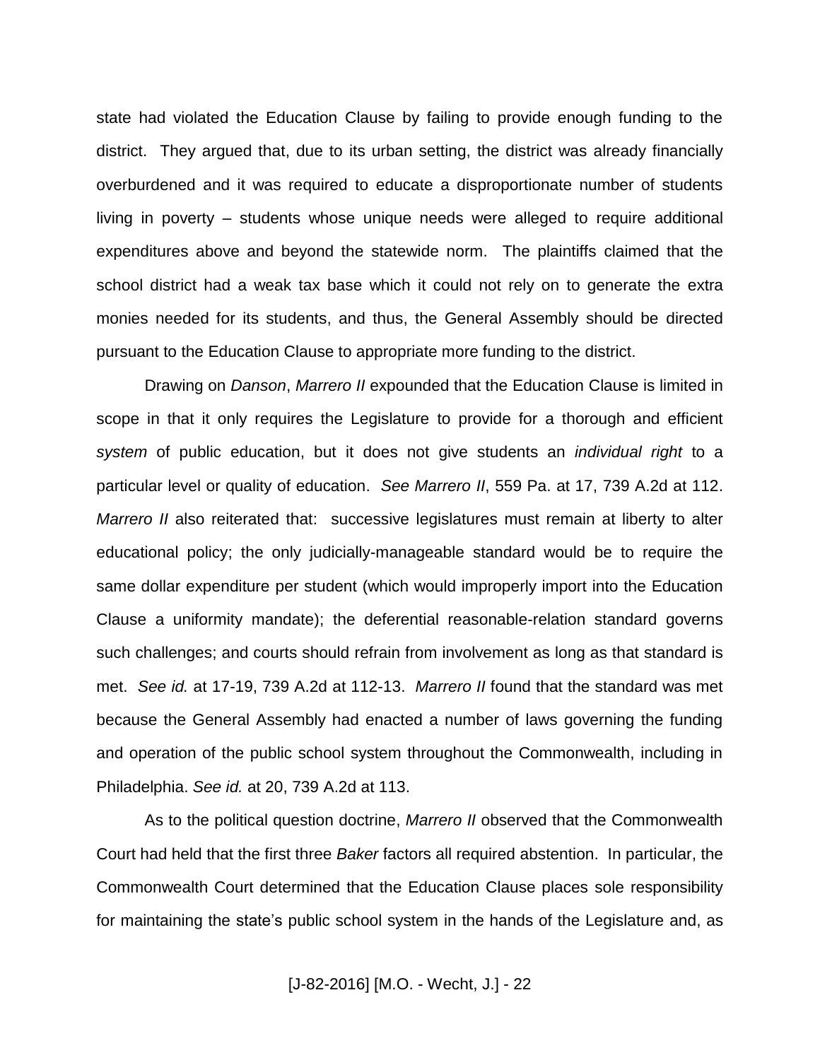state had violated the Education Clause by failing to provide enough funding to the district. They argued that, due to its urban setting, the district was already financially overburdened and it was required to educate a disproportionate number of students living in poverty – students whose unique needs were alleged to require additional expenditures above and beyond the statewide norm. The plaintiffs claimed that the school district had a weak tax base which it could not rely on to generate the extra monies needed for its students, and thus, the General Assembly should be directed pursuant to the Education Clause to appropriate more funding to the district.

Drawing on *Danson*, *Marrero II* expounded that the Education Clause is limited in scope in that it only requires the Legislature to provide for a thorough and efficient *system* of public education, but it does not give students an *individual right* to a particular level or quality of education. *See Marrero II*, 559 Pa. at 17, 739 A.2d at 112. *Marrero II* also reiterated that: successive legislatures must remain at liberty to alter educational policy; the only judicially-manageable standard would be to require the same dollar expenditure per student (which would improperly import into the Education Clause a uniformity mandate); the deferential reasonable-relation standard governs such challenges; and courts should refrain from involvement as long as that standard is met. *See id.* at 17-19, 739 A.2d at 112-13. *Marrero II* found that the standard was met because the General Assembly had enacted a number of laws governing the funding and operation of the public school system throughout the Commonwealth, including in Philadelphia. *See id.* at 20, 739 A.2d at 113.

As to the political question doctrine, *Marrero II* observed that the Commonwealth Court had held that the first three *Baker* factors all required abstention. In particular, the Commonwealth Court determined that the Education Clause places sole responsibility for maintaining the state's public school system in the hands of the Legislature and, as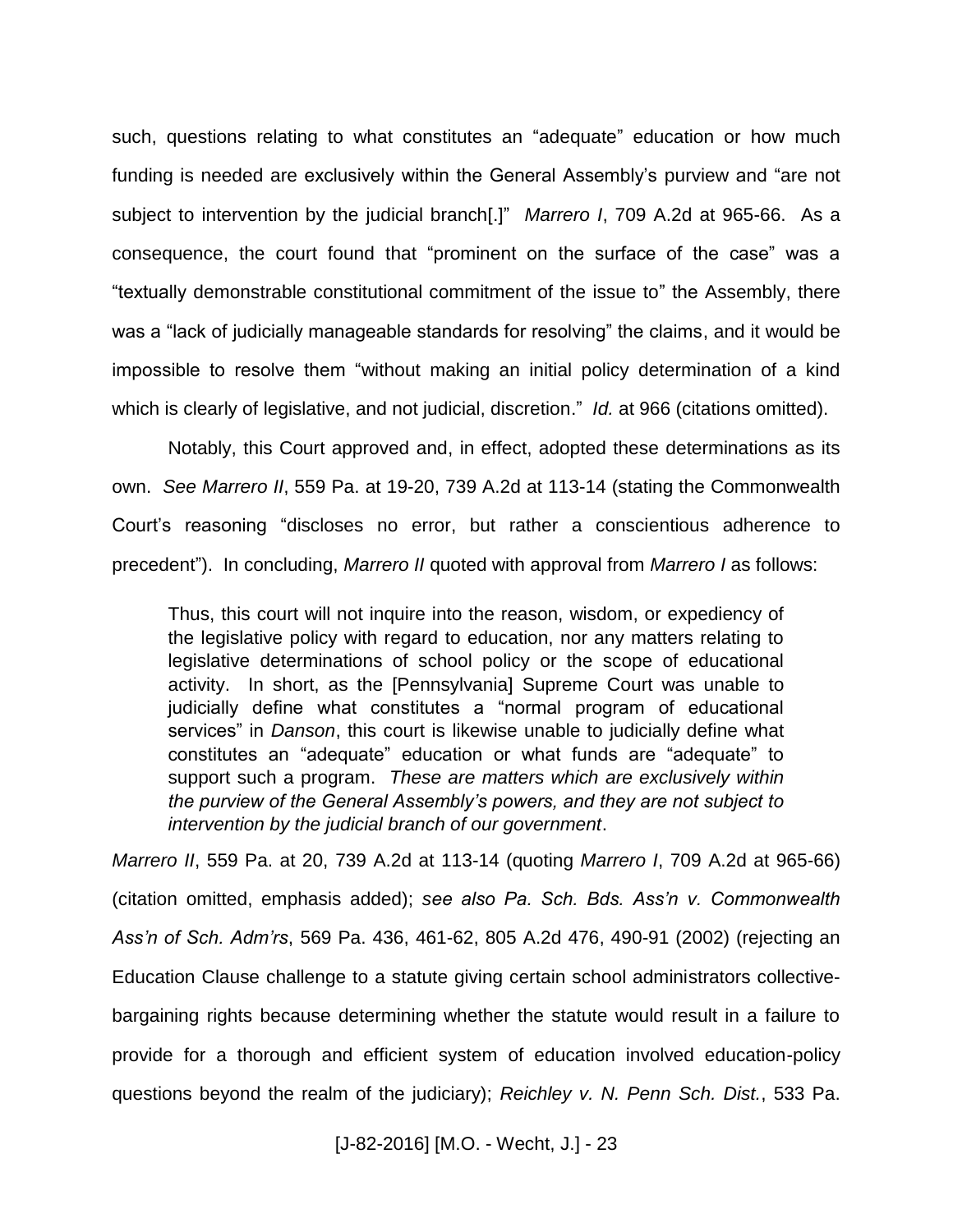such, questions relating to what constitutes an "adequate" education or how much funding is needed are exclusively within the General Assembly's purview and "are not subject to intervention by the judicial branch[.]" *Marrero I*, 709 A.2d at 965-66. As a consequence, the court found that "prominent on the surface of the case" was a "textually demonstrable constitutional commitment of the issue to" the Assembly, there was a "lack of judicially manageable standards for resolving" the claims, and it would be impossible to resolve them "without making an initial policy determination of a kind which is clearly of legislative, and not judicial, discretion." *Id.* at 966 (citations omitted).

Notably, this Court approved and, in effect, adopted these determinations as its own. *See Marrero II*, 559 Pa. at 19-20, 739 A.2d at 113-14 (stating the Commonwealth Court's reasoning "discloses no error, but rather a conscientious adherence to precedent"). In concluding, *Marrero II* quoted with approval from *Marrero I* as follows:

> Thus, this court will not inquire into the reason, wisdom, or expediency of the legislative policy with regard to education, nor any matters relating to legislative determinations of school policy or the scope of educational activity. In short, as the [Pennsylvania] Supreme Court was unable to judicially define what constitutes a "normal program of educational services" in *Danson*, this court is likewise unable to judicially define what constitutes an "adequate" education or what funds are "adequate" to support such a program. *These are matters which are exclusively within the purview of the General Assembly's powers, and they are not subject to intervention by the judicial branch of our government*.

*Marrero II*, 559 Pa. at 20, 739 A.2d at 113-14 (quoting *Marrero I*, 709 A.2d at 965-66) (citation omitted, emphasis added); *see also Pa. Sch. Bds. Ass'n v. Commonwealth Ass'n of Sch. Adm'rs*, 569 Pa. 436, 461-62, 805 A.2d 476, 490-91 (2002) (rejecting an Education Clause challenge to a statute giving certain school administrators collective-bargaining rights because determining whether the statute would result in a failure to provide for a thorough and efficient system of education involved education-policy questions beyond the realm of the judiciary); *Reichley v. N. Penn Sch. Dist.*, 533 Pa.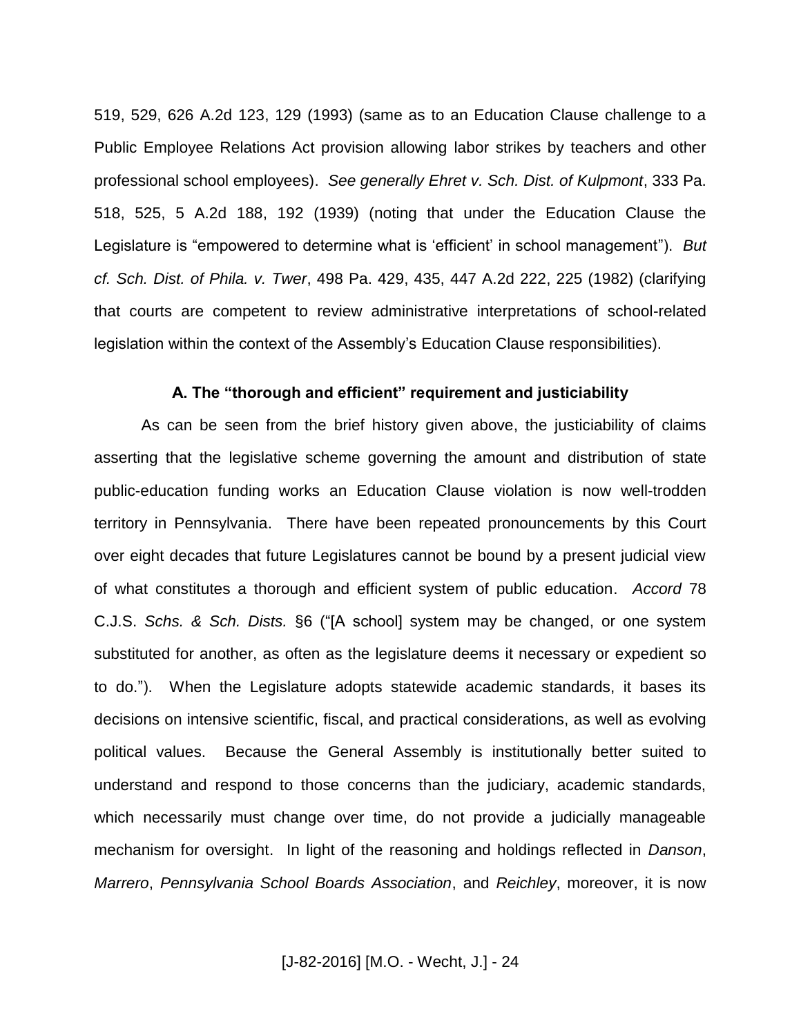519, 529, 626 A.2d 123, 129 (1993) (same as to an Education Clause challenge to a Public Employee Relations Act provision allowing labor strikes by teachers and other professional school employees). *See generally Ehret v. Sch. Dist. of Kulpmont*, 333 Pa. 518, 525, 5 A.2d 188, 192 (1939) (noting that under the Education Clause the Legislature is "empowered to determine what is 'efficient' in school management"). *But cf. Sch. Dist. of Phila. v. Twer*, 498 Pa. 429, 435, 447 A.2d 222, 225 (1982) (clarifying that courts are competent to review administrative interpretations of school-related legislation within the context of the Assembly's Education Clause responsibilities).

**A. The "thorough and efficient" requirement and justiciability**

As can be seen from the brief history given above, the justiciability of claims asserting that the legislative scheme governing the amount and distribution of state public-education funding works an Education Clause violation is now well-trodden territory in Pennsylvania. There have been repeated pronouncements by this Court over eight decades that future Legislatures cannot be bound by a present judicial view of what constitutes a thorough and efficient system of public education. *Accord* 78 C.J.S. *Schs. & Sch. Dists.* §6 ("[A school] system may be changed, or one system substituted for another, as often as the legislature deems it necessary or expedient so to do."). When the Legislature adopts statewide academic standards, it bases its decisions on intensive scientific, fiscal, and practical considerations, as well as evolving political values. Because the General Assembly is institutionally better suited to understand and respond to those concerns than the judiciary, academic standards, which necessarily must change over time, do not provide a judicially manageable mechanism for oversight. In light of the reasoning and holdings reflected in *Danson*, *Marrero*, *Pennsylvania School Boards Association*, and *Reichley*, moreover, it is now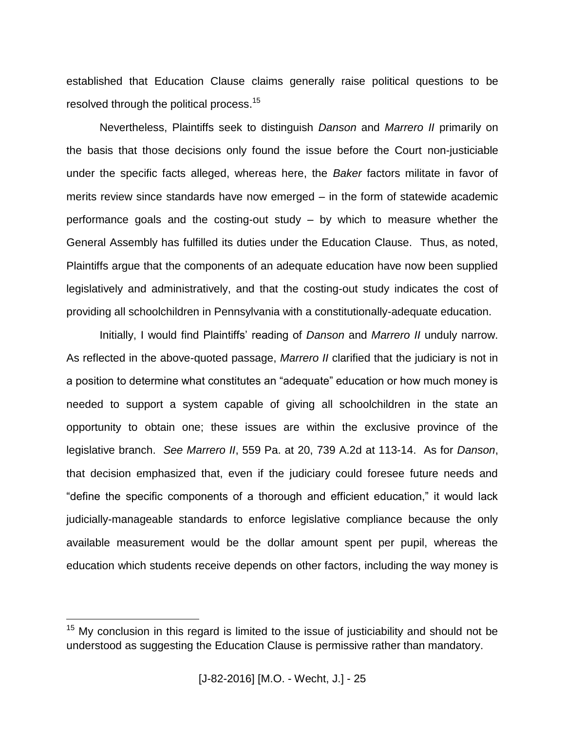established that Education Clause claims generally raise political questions to be resolved through the political process.[15]

Nevertheless, Plaintiffs seek to distinguish *Danson* and *Marrero II* primarily on the basis that those decisions only found the issue before the Court non-justiciable under the specific facts alleged, whereas here, the *Baker* factors militate in favor of merits review since standards have now emerged – in the form of statewide academic performance goals and the costing-out study – by which to measure whether the General Assembly has fulfilled its duties under the Education Clause. Thus, as noted, Plaintiffs argue that the components of an adequate education have now been supplied legislatively and administratively, and that the costing-out study indicates the cost of providing all schoolchildren in Pennsylvania with a constitutionally-adequate education.

Initially, I would find Plaintiffs' reading of *Danson* and *Marrero II* unduly narrow. As reflected in the above-quoted passage, *Marrero II* clarified that the judiciary is not in a position to determine what constitutes an "adequate" education or how much money is needed to support a system capable of giving all schoolchildren in the state an opportunity to obtain one; these issues are within the exclusive province of the legislative branch. *See Marrero II*, 559 Pa. at 20, 739 A.2d at 113-14. As for *Danson*, that decision emphasized that, even if the judiciary could foresee future needs and "define the specific components of a thorough and efficient education," it would lack judicially-manageable standards to enforce legislative compliance because the only available measurement would be the dollar amount spent per pupil, whereas the education which students receive depends on other factors, including the way money is

---

[15] My conclusion in this regard is limited to the issue of justiciability and should not be understood as suggesting the Education Clause is permissive rather than mandatory.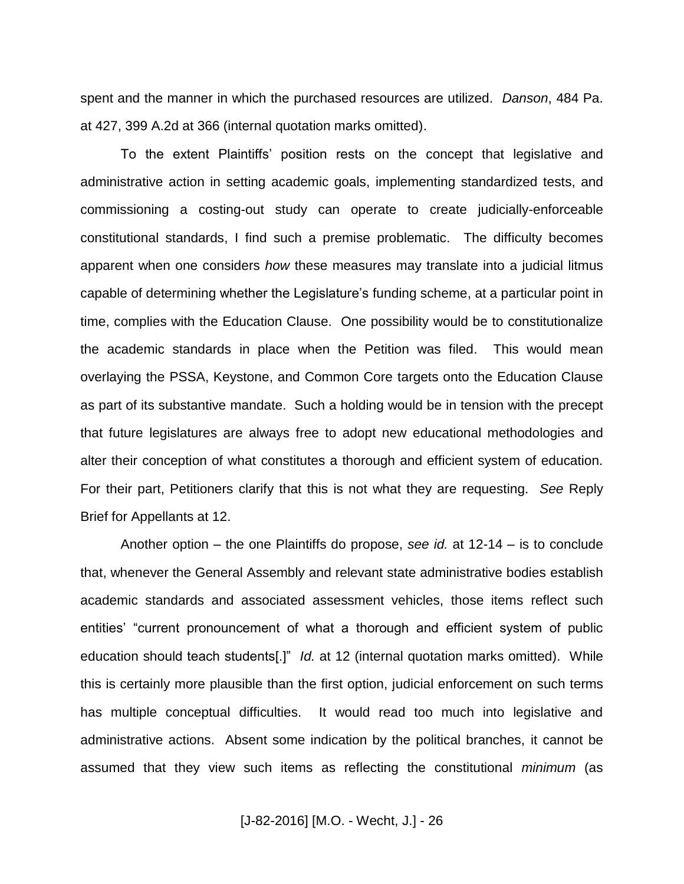spent and the manner in which the purchased resources are utilized. *Danson*, 484 Pa. at 427, 399 A.2d at 366 (internal quotation marks omitted).

To the extent Plaintiffs' position rests on the concept that legislative and administrative action in setting academic goals, implementing standardized tests, and commissioning a costing-out study can operate to create judicially-enforceable constitutional standards, I find such a premise problematic. The difficulty becomes apparent when one considers *how* these measures may translate into a judicial litmus capable of determining whether the Legislature's funding scheme, at a particular point in time, complies with the Education Clause. One possibility would be to constitutionalize the academic standards in place when the Petition was filed. This would mean overlaying the PSSA, Keystone, and Common Core targets onto the Education Clause as part of its substantive mandate. Such a holding would be in tension with the precept that future legislatures are always free to adopt new educational methodologies and alter their conception of what constitutes a thorough and efficient system of education. For their part, Petitioners clarify that this is not what they are requesting. *See* Reply Brief for Appellants at 12.

Another option – the one Plaintiffs do propose, *see id.* at 12-14 – is to conclude that, whenever the General Assembly and relevant state administrative bodies establish academic standards and associated assessment vehicles, those items reflect such entities' "current pronouncement of what a thorough and efficient system of public education should teach students[.]" *Id.* at 12 (internal quotation marks omitted). While this is certainly more plausible than the first option, judicial enforcement on such terms has multiple conceptual difficulties. It would read too much into legislative and administrative actions. Absent some indication by the political branches, it cannot be assumed that they view such items as reflecting the constitutional *minimum* (as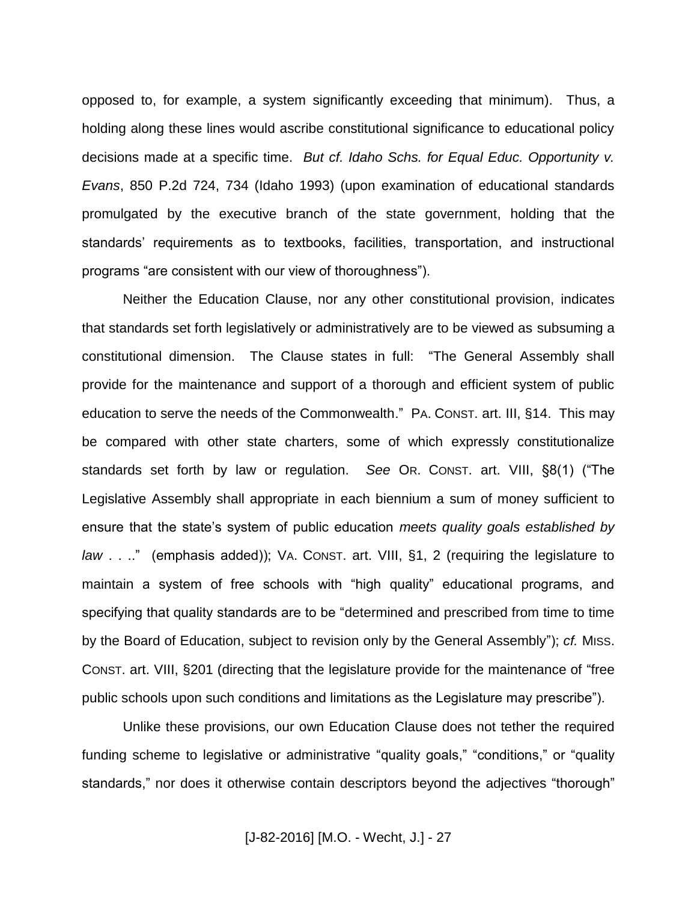opposed to, for example, a system significantly exceeding that minimum). Thus, a holding along these lines would ascribe constitutional significance to educational policy decisions made at a specific time. *But cf. Idaho Schs. for Equal Educ. Opportunity v. Evans*, 850 P.2d 724, 734 (Idaho 1993) (upon examination of educational standards promulgated by the executive branch of the state government, holding that the standards' requirements as to textbooks, facilities, transportation, and instructional programs "are consistent with our view of thoroughness").

Neither the Education Clause, nor any other constitutional provision, indicates that standards set forth legislatively or administratively are to be viewed as subsuming a constitutional dimension. The Clause states in full: "The General Assembly shall provide for the maintenance and support of a thorough and efficient system of public education to serve the needs of the Commonwealth." PA. CONST. art. III, §14. This may be compared with other state charters, some of which expressly constitutionalize standards set forth by law or regulation. *See* OR. CONST. art. VIII, §8(1) ("The Legislative Assembly shall appropriate in each biennium a sum of money sufficient to ensure that the state's system of public education *meets quality goals established by law* . . .." (emphasis added)); VA. CONST. art. VIII, §1, 2 (requiring the legislature to maintain a system of free schools with "high quality" educational programs, and specifying that quality standards are to be "determined and prescribed from time to time by the Board of Education, subject to revision only by the General Assembly"); *cf.* MISS. CONST. art. VIII, §201 (directing that the legislature provide for the maintenance of "free public schools upon such conditions and limitations as the Legislature may prescribe").

Unlike these provisions, our own Education Clause does not tether the required funding scheme to legislative or administrative "quality goals," "conditions," or "quality standards," nor does it otherwise contain descriptors beyond the adjectives "thorough"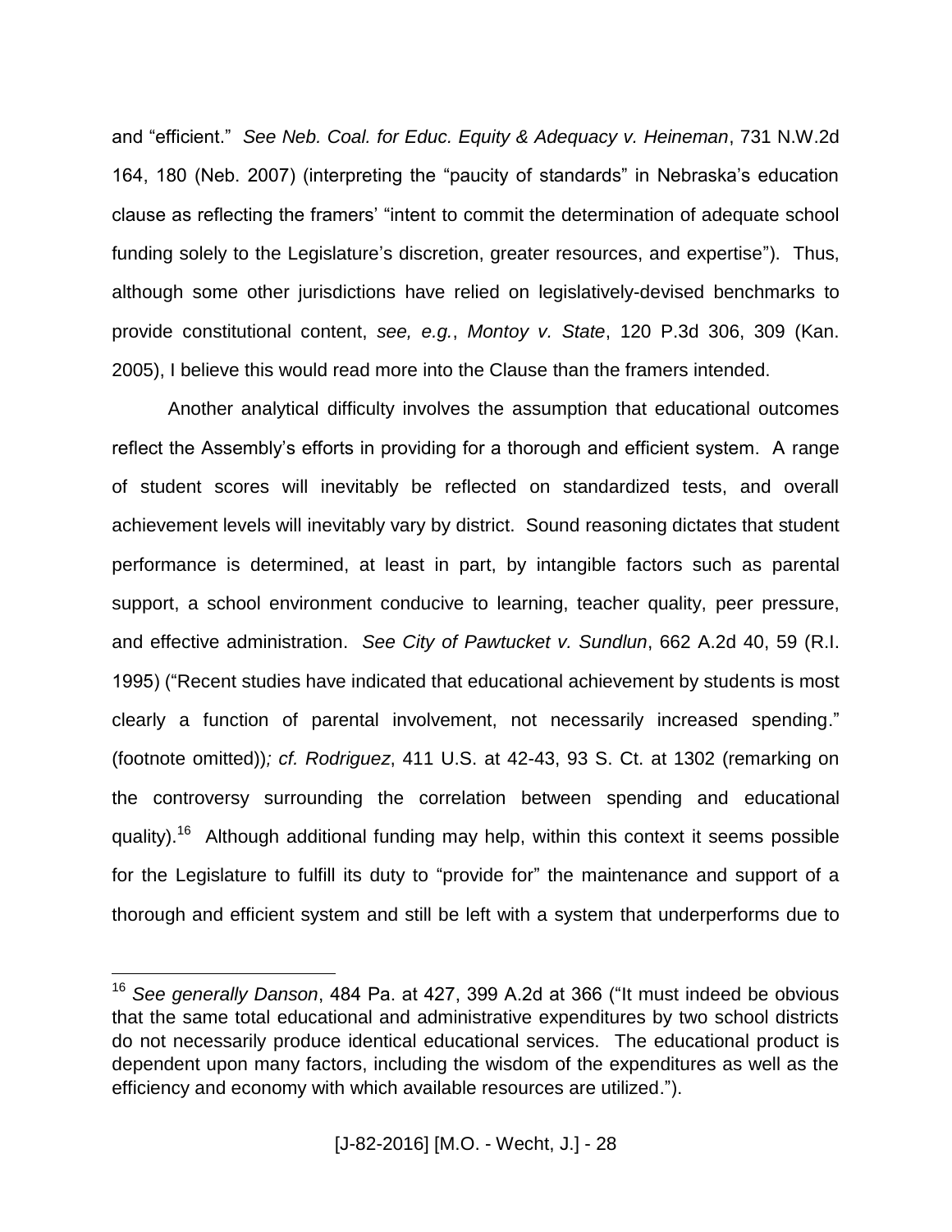and "efficient." *See Neb. Coal. for Educ. Equity & Adequacy v. Heineman*, 731 N.W.2d 164, 180 (Neb. 2007) (interpreting the "paucity of standards" in Nebraska's education clause as reflecting the framers' "intent to commit the determination of adequate school funding solely to the Legislature's discretion, greater resources, and expertise"). Thus, although some other jurisdictions have relied on legislatively-devised benchmarks to provide constitutional content, *see, e.g.*, *Montoy v. State*, 120 P.3d 306, 309 (Kan. 2005), I believe this would read more into the Clause than the framers intended.

Another analytical difficulty involves the assumption that educational outcomes reflect the Assembly's efforts in providing for a thorough and efficient system. A range of student scores will inevitably be reflected on standardized tests, and overall achievement levels will inevitably vary by district. Sound reasoning dictates that student performance is determined, at least in part, by intangible factors such as parental support, a school environment conducive to learning, teacher quality, peer pressure, and effective administration. *See City of Pawtucket v. Sundlun*, 662 A.2d 40, 59 (R.I. 1995) ("Recent studies have indicated that educational achievement by students is most clearly a function of parental involvement, not necessarily increased spending." (footnote omitted))*; cf. Rodriguez*, 411 U.S. at 42-43, 93 S. Ct. at 1302 (remarking on the controversy surrounding the correlation between spending and educational quality).[16] Although additional funding may help, within this context it seems possible for the Legislature to fulfill its duty to "provide for" the maintenance and support of a thorough and efficient system and still be left with a system that underperforms due to

---

[16] *See generally Danson*, 484 Pa. at 427, 399 A.2d at 366 ("It must indeed be obvious that the same total educational and administrative expenditures by two school districts do not necessarily produce identical educational services. The educational product is dependent upon many factors, including the wisdom of the expenditures as well as the efficiency and economy with which available resources are utilized.").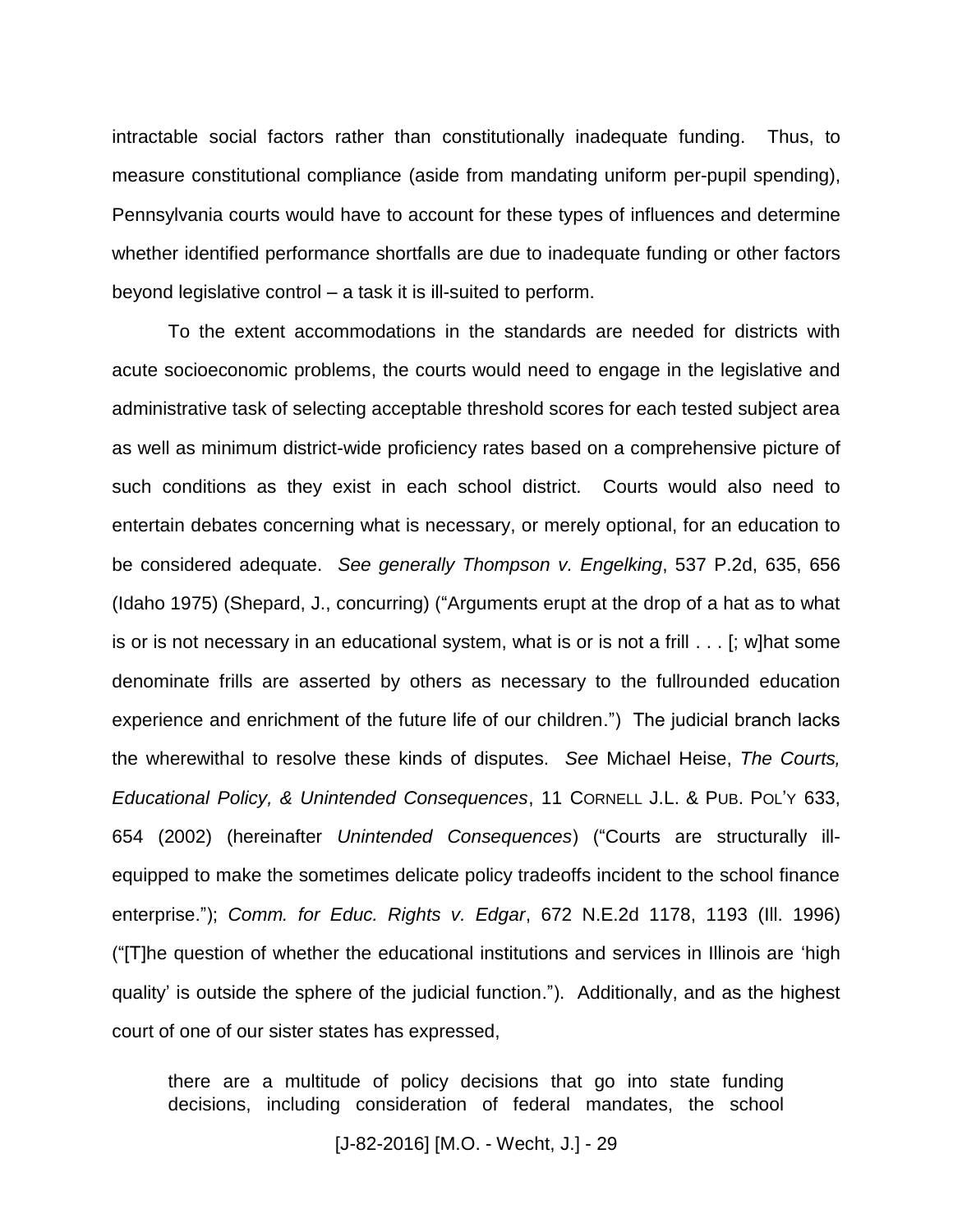intractable social factors rather than constitutionally inadequate funding. Thus, to measure constitutional compliance (aside from mandating uniform per-pupil spending), Pennsylvania courts would have to account for these types of influences and determine whether identified performance shortfalls are due to inadequate funding or other factors beyond legislative control – a task it is ill-suited to perform.

To the extent accommodations in the standards are needed for districts with acute socioeconomic problems, the courts would need to engage in the legislative and administrative task of selecting acceptable threshold scores for each tested subject area as well as minimum district-wide proficiency rates based on a comprehensive picture of such conditions as they exist in each school district. Courts would also need to entertain debates concerning what is necessary, or merely optional, for an education to be considered adequate. *See generally Thompson v. Engelking*, 537 P.2d, 635, 656 (Idaho 1975) (Shepard, J., concurring) ("Arguments erupt at the drop of a hat as to what is or is not necessary in an educational system, what is or is not a frill . . . [; w]hat some denominate frills are asserted by others as necessary to the fullrounded education experience and enrichment of the future life of our children.") The judicial branch lacks the wherewithal to resolve these kinds of disputes. *See* Michael Heise, *The Courts, Educational Policy, & Unintended Consequences*, 11 CORNELL J.L. & PUB. POL'Y 633, 654 (2002) (hereinafter *Unintended Consequences*) ("Courts are structurally ill-equipped to make the sometimes delicate policy tradeoffs incident to the school finance enterprise."); *Comm. for Educ. Rights v. Edgar*, 672 N.E.2d 1178, 1193 (Ill. 1996) ("[T]he question of whether the educational institutions and services in Illinois are 'high quality' is outside the sphere of the judicial function."). Additionally, and as the highest court of one of our sister states has expressed,

> there are a multitude of policy decisions that go into state funding decisions, including consideration of federal mandates, the school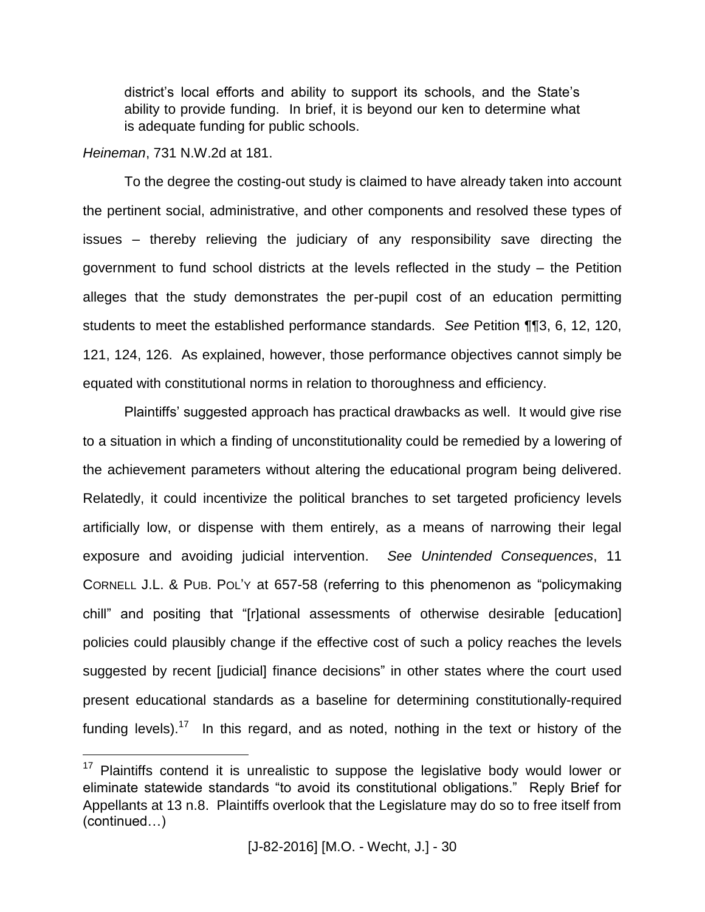> district's local efforts and ability to support its schools, and the State's ability to provide funding. In brief, it is beyond our ken to determine what is adequate funding for public schools.

*Heineman*, 731 N.W.2d at 181.

To the degree the costing-out study is claimed to have already taken into account the pertinent social, administrative, and other components and resolved these types of issues – thereby relieving the judiciary of any responsibility save directing the government to fund school districts at the levels reflected in the study – the Petition alleges that the study demonstrates the per-pupil cost of an education permitting students to meet the established performance standards. *See* Petition ¶¶3, 6, 12, 120, 121, 124, 126. As explained, however, those performance objectives cannot simply be equated with constitutional norms in relation to thoroughness and efficiency.

Plaintiffs' suggested approach has practical drawbacks as well. It would give rise to a situation in which a finding of unconstitutionality could be remedied by a lowering of the achievement parameters without altering the educational program being delivered. Relatedly, it could incentivize the political branches to set targeted proficiency levels artificially low, or dispense with them entirely, as a means of narrowing their legal exposure and avoiding judicial intervention. *See Unintended Consequences*, 11 CORNELL J.L. & PUB. POL'Y at 657-58 (referring to this phenomenon as "policymaking chill" and positing that "[r]ational assessments of otherwise desirable [education] policies could plausibly change if the effective cost of such a policy reaches the levels suggested by recent [judicial] finance decisions" in other states where the court used present educational standards as a baseline for determining constitutionally-required funding levels).[17] In this regard, and as noted, nothing in the text or history of the

---

[17] Plaintiffs contend it is unrealistic to suppose the legislative body would lower or eliminate statewide standards "to avoid its constitutional obligations." Reply Brief for Appellants at 13 n.8. Plaintiffs overlook that the Legislature may do so to free itself from (continued…)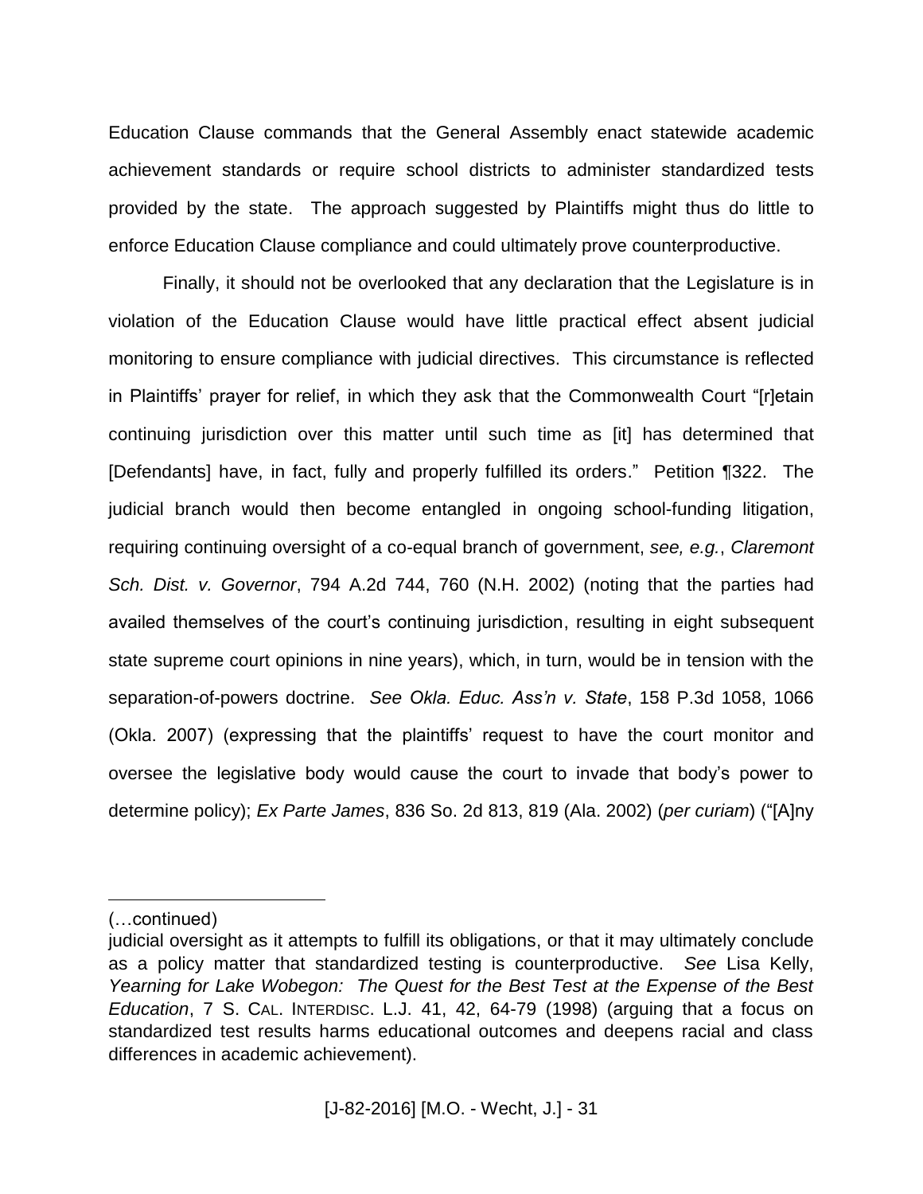Education Clause commands that the General Assembly enact statewide academic achievement standards or require school districts to administer standardized tests provided by the state. The approach suggested by Plaintiffs might thus do little to enforce Education Clause compliance and could ultimately prove counterproductive.

Finally, it should not be overlooked that any declaration that the Legislature is in violation of the Education Clause would have little practical effect absent judicial monitoring to ensure compliance with judicial directives. This circumstance is reflected in Plaintiffs' prayer for relief, in which they ask that the Commonwealth Court "[r]etain continuing jurisdiction over this matter until such time as [it] has determined that [Defendants] have, in fact, fully and properly fulfilled its orders." Petition ¶322. The judicial branch would then become entangled in ongoing school-funding litigation, requiring continuing oversight of a co-equal branch of government, *see, e.g.*, *Claremont Sch. Dist. v. Governor*, 794 A.2d 744, 760 (N.H. 2002) (noting that the parties had availed themselves of the court's continuing jurisdiction, resulting in eight subsequent state supreme court opinions in nine years), which, in turn, would be in tension with the separation-of-powers doctrine. *See Okla. Educ. Ass'n v. State*, 158 P.3d 1058, 1066 (Okla. 2007) (expressing that the plaintiffs' request to have the court monitor and oversee the legislative body would cause the court to invade that body's power to determine policy); *Ex Parte James*, 836 So. 2d 813, 819 (Ala. 2002) (*per curiam*) ("[A]ny

---

(…continued)

judicial oversight as it attempts to fulfill its obligations, or that it may ultimately conclude as a policy matter that standardized testing is counterproductive. *See* Lisa Kelly, *Yearning for Lake Wobegon: The Quest for the Best Test at the Expense of the Best Education*, 7 S. CAL. INTERDISC. L.J. 41, 42, 64-79 (1998) (arguing that a focus on standardized test results harms educational outcomes and deepens racial and class differences in academic achievement).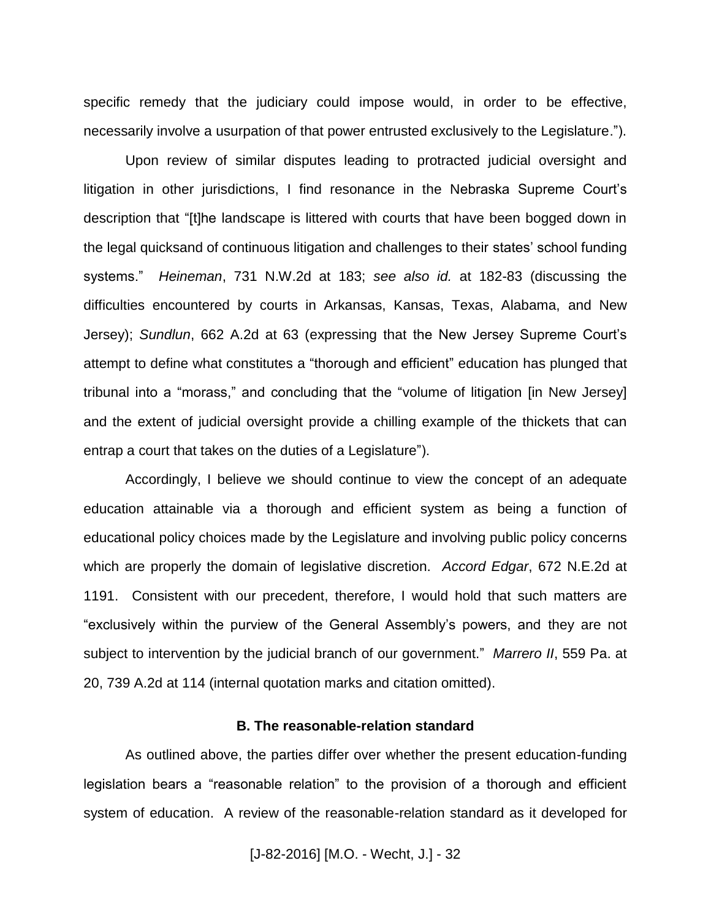specific remedy that the judiciary could impose would, in order to be effective, necessarily involve a usurpation of that power entrusted exclusively to the Legislature.").

Upon review of similar disputes leading to protracted judicial oversight and litigation in other jurisdictions, I find resonance in the Nebraska Supreme Court's description that "[t]he landscape is littered with courts that have been bogged down in the legal quicksand of continuous litigation and challenges to their states' school funding systems." *Heineman*, 731 N.W.2d at 183; *see also id.* at 182-83 (discussing the difficulties encountered by courts in Arkansas, Kansas, Texas, Alabama, and New Jersey); *Sundlun*, 662 A.2d at 63 (expressing that the New Jersey Supreme Court's attempt to define what constitutes a "thorough and efficient" education has plunged that tribunal into a "morass," and concluding that the "volume of litigation [in New Jersey] and the extent of judicial oversight provide a chilling example of the thickets that can entrap a court that takes on the duties of a Legislature").

Accordingly, I believe we should continue to view the concept of an adequate education attainable via a thorough and efficient system as being a function of educational policy choices made by the Legislature and involving public policy concerns which are properly the domain of legislative discretion. *Accord Edgar*, 672 N.E.2d at 1191. Consistent with our precedent, therefore, I would hold that such matters are "exclusively within the purview of the General Assembly's powers, and they are not subject to intervention by the judicial branch of our government." *Marrero II*, 559 Pa. at 20, 739 A.2d at 114 (internal quotation marks and citation omitted).

### B. The reasonable-relation standard

As outlined above, the parties differ over whether the present education-funding legislation bears a "reasonable relation" to the provision of a thorough and efficient system of education. A review of the reasonable-relation standard as it developed for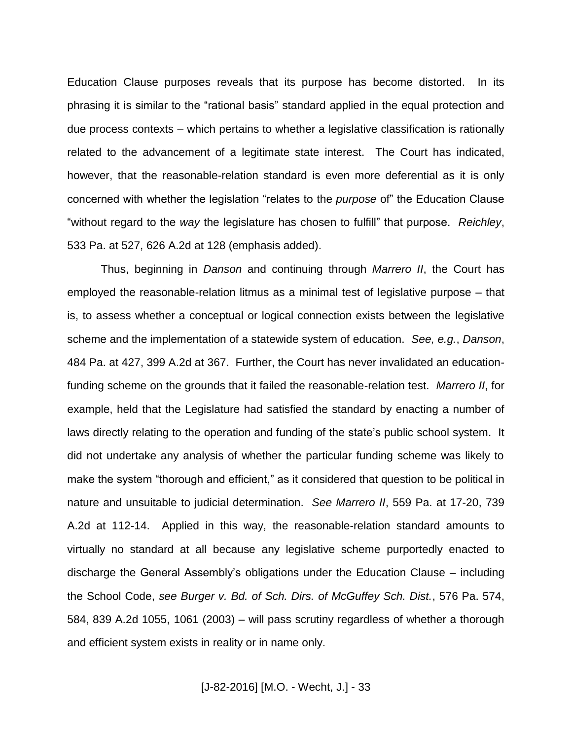Education Clause purposes reveals that its purpose has become distorted. In its phrasing it is similar to the "rational basis" standard applied in the equal protection and due process contexts – which pertains to whether a legislative classification is rationally related to the advancement of a legitimate state interest. The Court has indicated, however, that the reasonable-relation standard is even more deferential as it is only concerned with whether the legislation "relates to the *purpose* of" the Education Clause "without regard to the *way* the legislature has chosen to fulfill" that purpose. *Reichley*, 533 Pa. at 527, 626 A.2d at 128 (emphasis added).

Thus, beginning in *Danson* and continuing through *Marrero II*, the Court has employed the reasonable-relation litmus as a minimal test of legislative purpose – that is, to assess whether a conceptual or logical connection exists between the legislative scheme and the implementation of a statewide system of education. *See, e.g.*, *Danson*, 484 Pa. at 427, 399 A.2d at 367. Further, the Court has never invalidated an education-funding scheme on the grounds that it failed the reasonable-relation test. *Marrero II*, for example, held that the Legislature had satisfied the standard by enacting a number of laws directly relating to the operation and funding of the state's public school system. It did not undertake any analysis of whether the particular funding scheme was likely to make the system "thorough and efficient," as it considered that question to be political in nature and unsuitable to judicial determination. *See Marrero II*, 559 Pa. at 17-20, 739 A.2d at 112-14. Applied in this way, the reasonable-relation standard amounts to virtually no standard at all because any legislative scheme purportedly enacted to discharge the General Assembly's obligations under the Education Clause – including the School Code, *see Burger v. Bd. of Sch. Dirs. of McGuffey Sch. Dist.*, 576 Pa. 574, 584, 839 A.2d 1055, 1061 (2003) – will pass scrutiny regardless of whether a thorough and efficient system exists in reality or in name only.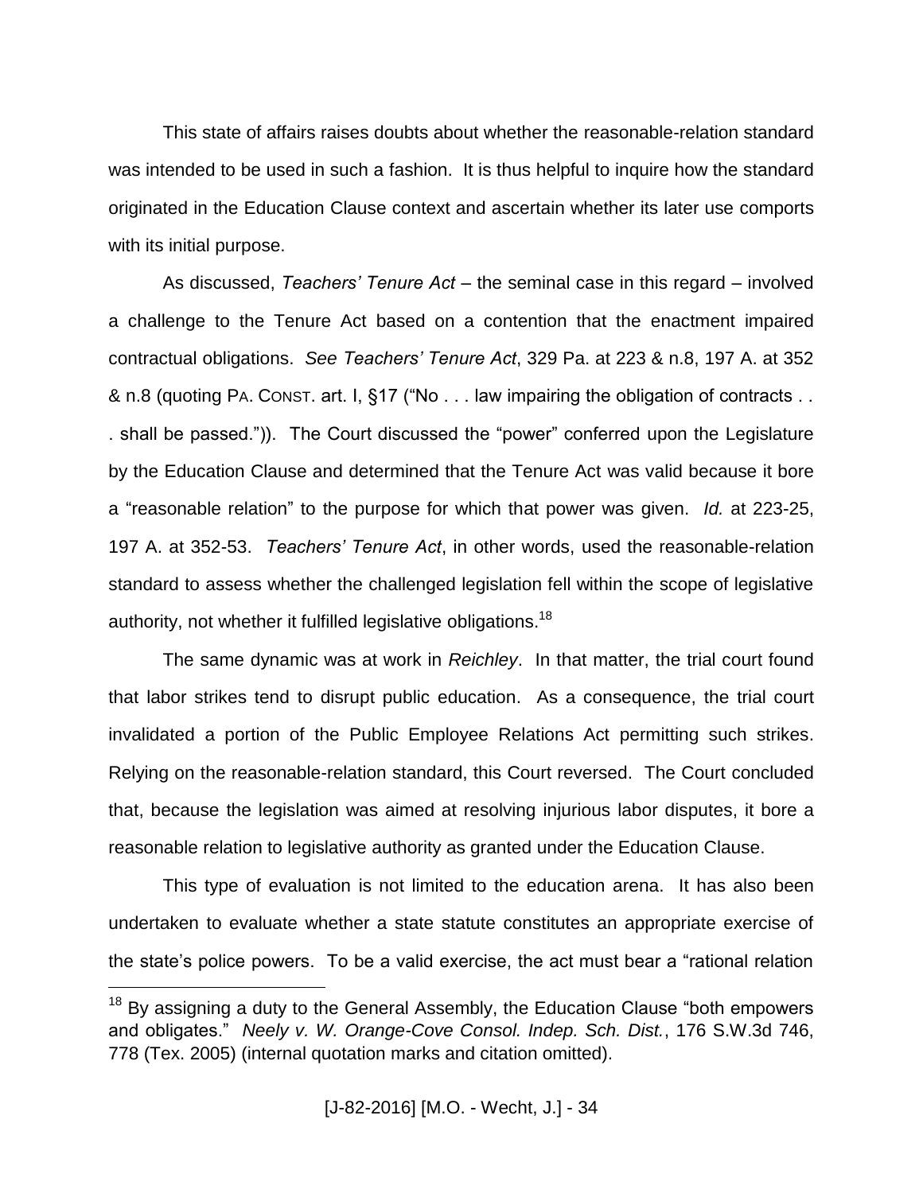This state of affairs raises doubts about whether the reasonable-relation standard was intended to be used in such a fashion. It is thus helpful to inquire how the standard originated in the Education Clause context and ascertain whether its later use comports with its initial purpose.

As discussed, *Teachers' Tenure Act* – the seminal case in this regard – involved a challenge to the Tenure Act based on a contention that the enactment impaired contractual obligations. *See Teachers' Tenure Act*, 329 Pa. at 223 & n.8, 197 A. at 352 & n.8 (quoting PA. CONST. art. I, §17 ("No . . . law impairing the obligation of contracts . . . shall be passed.")). The Court discussed the "power" conferred upon the Legislature by the Education Clause and determined that the Tenure Act was valid because it bore a "reasonable relation" to the purpose for which that power was given. *Id.* at 223-25, 197 A. at 352-53. *Teachers' Tenure Act*, in other words, used the reasonable-relation standard to assess whether the challenged legislation fell within the scope of legislative authority, not whether it fulfilled legislative obligations.[18]

The same dynamic was at work in *Reichley*. In that matter, the trial court found that labor strikes tend to disrupt public education. As a consequence, the trial court invalidated a portion of the Public Employee Relations Act permitting such strikes. Relying on the reasonable-relation standard, this Court reversed. The Court concluded that, because the legislation was aimed at resolving injurious labor disputes, it bore a reasonable relation to legislative authority as granted under the Education Clause.

This type of evaluation is not limited to the education arena. It has also been undertaken to evaluate whether a state statute constitutes an appropriate exercise of the state's police powers. To be a valid exercise, the act must bear a "rational relation

[18] By assigning a duty to the General Assembly, the Education Clause "both empowers and obligates." *Neely v. W. Orange-Cove Consol. Indep. Sch. Dist.*, 176 S.W.3d 746, 778 (Tex. 2005) (internal quotation marks and citation omitted).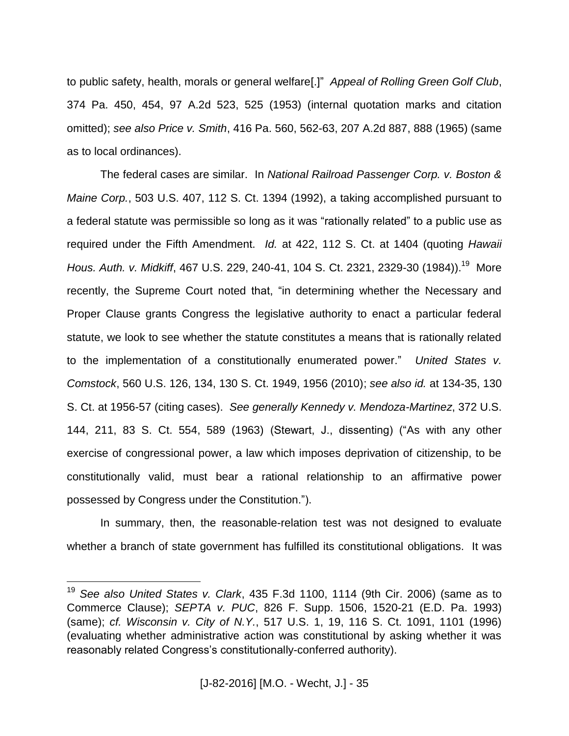to public safety, health, morals or general welfare[.]" *Appeal of Rolling Green Golf Club*, 374 Pa. 450, 454, 97 A.2d 523, 525 (1953) (internal quotation marks and citation omitted); *see also Price v. Smith*, 416 Pa. 560, 562-63, 207 A.2d 887, 888 (1965) (same as to local ordinances).

The federal cases are similar. In *National Railroad Passenger Corp. v. Boston & Maine Corp.*, 503 U.S. 407, 112 S. Ct. 1394 (1992), a taking accomplished pursuant to a federal statute was permissible so long as it was "rationally related" to a public use as required under the Fifth Amendment. *Id.* at 422, 112 S. Ct. at 1404 (quoting *Hawaii Hous. Auth. v. Midkiff*, 467 U.S. 229, 240-41, 104 S. Ct. 2321, 2329-30 (1984)).[19] More recently, the Supreme Court noted that, "in determining whether the Necessary and Proper Clause grants Congress the legislative authority to enact a particular federal statute, we look to see whether the statute constitutes a means that is rationally related to the implementation of a constitutionally enumerated power." *United States v. Comstock*, 560 U.S. 126, 134, 130 S. Ct. 1949, 1956 (2010); *see also id.* at 134-35, 130 S. Ct. at 1956-57 (citing cases). *See generally Kennedy v. Mendoza-Martinez*, 372 U.S. 144, 211, 83 S. Ct. 554, 589 (1963) (Stewart, J., dissenting) ("As with any other exercise of congressional power, a law which imposes deprivation of citizenship, to be constitutionally valid, must bear a rational relationship to an affirmative power possessed by Congress under the Constitution.").

In summary, then, the reasonable-relation test was not designed to evaluate whether a branch of state government has fulfilled its constitutional obligations. It was

---

[19] *See also United States v. Clark*, 435 F.3d 1100, 1114 (9th Cir. 2006) (same as to Commerce Clause); *SEPTA v. PUC*, 826 F. Supp. 1506, 1520-21 (E.D. Pa. 1993) (same); *cf. Wisconsin v. City of N.Y.*, 517 U.S. 1, 19, 116 S. Ct. 1091, 1101 (1996) (evaluating whether administrative action was constitutional by asking whether it was reasonably related Congress's constitutionally-conferred authority).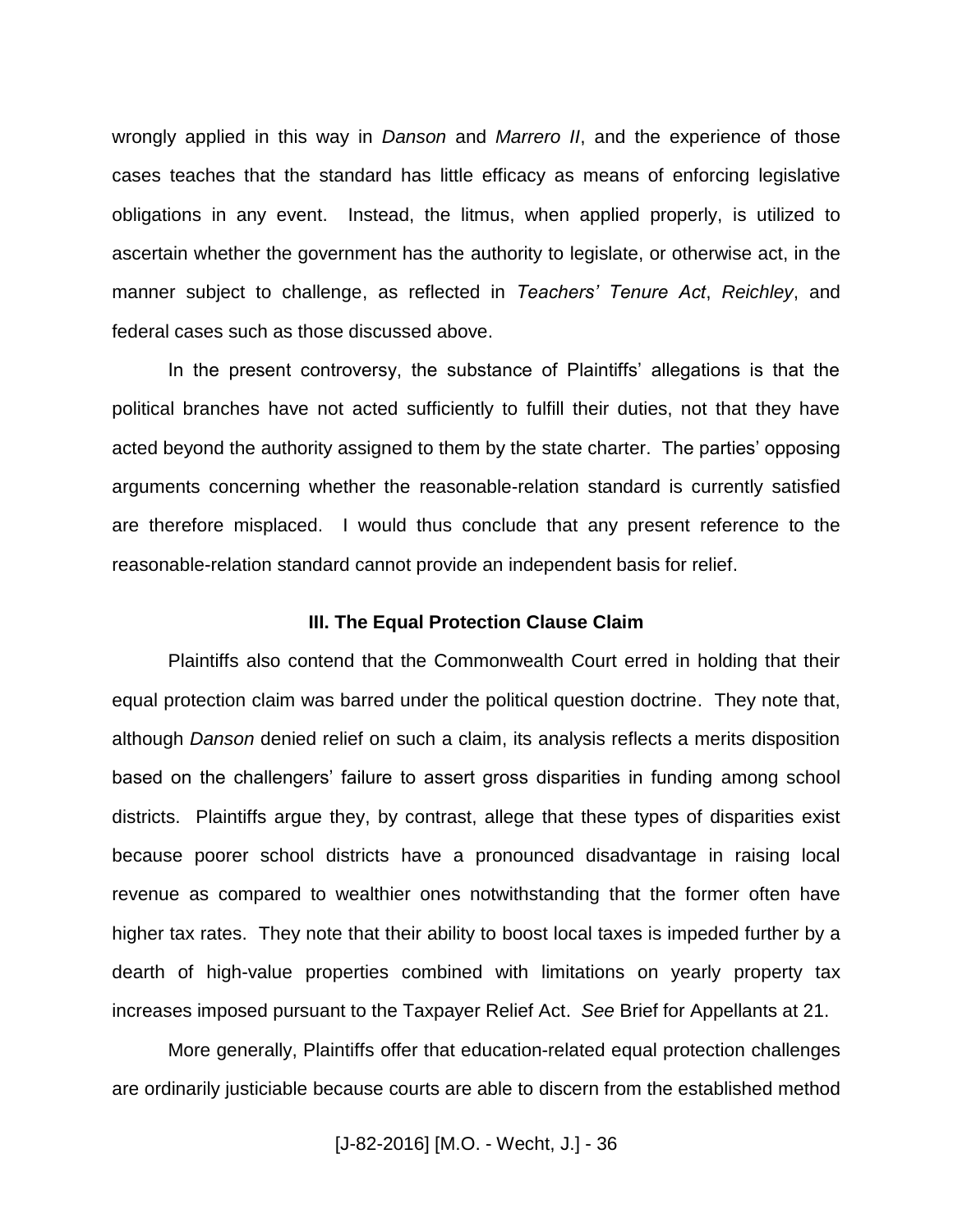wrongly applied in this way in *Danson* and *Marrero II*, and the experience of those cases teaches that the standard has little efficacy as means of enforcing legislative obligations in any event. Instead, the litmus, when applied properly, is utilized to ascertain whether the government has the authority to legislate, or otherwise act, in the manner subject to challenge, as reflected in *Teachers' Tenure Act*, *Reichley*, and federal cases such as those discussed above.

In the present controversy, the substance of Plaintiffs' allegations is that the political branches have not acted sufficiently to fulfill their duties, not that they have acted beyond the authority assigned to them by the state charter. The parties' opposing arguments concerning whether the reasonable-relation standard is currently satisfied are therefore misplaced. I would thus conclude that any present reference to the reasonable-relation standard cannot provide an independent basis for relief.

### III. The Equal Protection Clause Claim

Plaintiffs also contend that the Commonwealth Court erred in holding that their equal protection claim was barred under the political question doctrine. They note that, although *Danson* denied relief on such a claim, its analysis reflects a merits disposition based on the challengers' failure to assert gross disparities in funding among school districts. Plaintiffs argue they, by contrast, allege that these types of disparities exist because poorer school districts have a pronounced disadvantage in raising local revenue as compared to wealthier ones notwithstanding that the former often have higher tax rates. They note that their ability to boost local taxes is impeded further by a dearth of high-value properties combined with limitations on yearly property tax increases imposed pursuant to the Taxpayer Relief Act. *See* Brief for Appellants at 21.

More generally, Plaintiffs offer that education-related equal protection challenges are ordinarily justiciable because courts are able to discern from the established method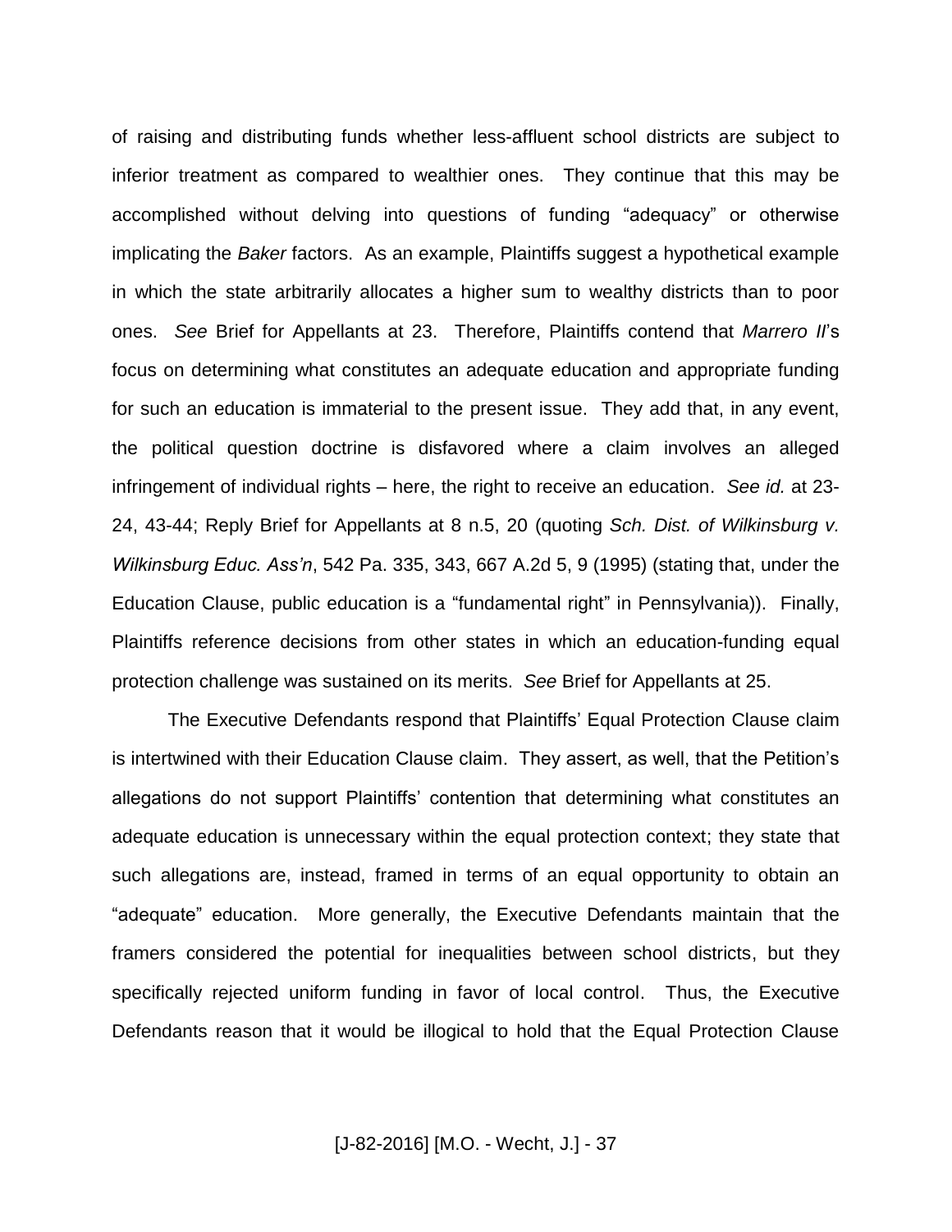of raising and distributing funds whether less-affluent school districts are subject to inferior treatment as compared to wealthier ones. They continue that this may be accomplished without delving into questions of funding "adequacy" or otherwise implicating the *Baker* factors. As an example, Plaintiffs suggest a hypothetical example in which the state arbitrarily allocates a higher sum to wealthy districts than to poor ones. *See* Brief for Appellants at 23. Therefore, Plaintiffs contend that *Marrero II*'s focus on determining what constitutes an adequate education and appropriate funding for such an education is immaterial to the present issue. They add that, in any event, the political question doctrine is disfavored where a claim involves an alleged infringement of individual rights – here, the right to receive an education. *See id.* at 23-24, 43-44; Reply Brief for Appellants at 8 n.5, 20 (quoting *Sch. Dist. of Wilkinsburg v. Wilkinsburg Educ. Ass'n*, 542 Pa. 335, 343, 667 A.2d 5, 9 (1995) (stating that, under the Education Clause, public education is a "fundamental right" in Pennsylvania)). Finally, Plaintiffs reference decisions from other states in which an education-funding equal protection challenge was sustained on its merits. *See* Brief for Appellants at 25.

The Executive Defendants respond that Plaintiffs' Equal Protection Clause claim is intertwined with their Education Clause claim. They assert, as well, that the Petition's allegations do not support Plaintiffs' contention that determining what constitutes an adequate education is unnecessary within the equal protection context; they state that such allegations are, instead, framed in terms of an equal opportunity to obtain an "adequate" education. More generally, the Executive Defendants maintain that the framers considered the potential for inequalities between school districts, but they specifically rejected uniform funding in favor of local control. Thus, the Executive Defendants reason that it would be illogical to hold that the Equal Protection Clause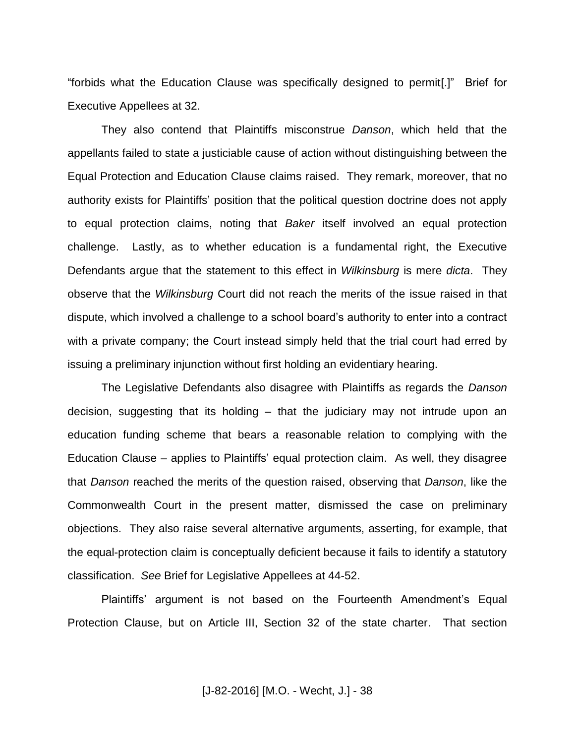"forbids what the Education Clause was specifically designed to permit[.]" Brief for Executive Appellees at 32.

They also contend that Plaintiffs misconstrue *Danson*, which held that the appellants failed to state a justiciable cause of action without distinguishing between the Equal Protection and Education Clause claims raised. They remark, moreover, that no authority exists for Plaintiffs' position that the political question doctrine does not apply to equal protection claims, noting that *Baker* itself involved an equal protection challenge. Lastly, as to whether education is a fundamental right, the Executive Defendants argue that the statement to this effect in *Wilkinsburg* is mere *dicta*. They observe that the *Wilkinsburg* Court did not reach the merits of the issue raised in that dispute, which involved a challenge to a school board's authority to enter into a contract with a private company; the Court instead simply held that the trial court had erred by issuing a preliminary injunction without first holding an evidentiary hearing.

The Legislative Defendants also disagree with Plaintiffs as regards the *Danson* decision, suggesting that its holding – that the judiciary may not intrude upon an education funding scheme that bears a reasonable relation to complying with the Education Clause – applies to Plaintiffs' equal protection claim. As well, they disagree that *Danson* reached the merits of the question raised, observing that *Danson*, like the Commonwealth Court in the present matter, dismissed the case on preliminary objections. They also raise several alternative arguments, asserting, for example, that the equal-protection claim is conceptually deficient because it fails to identify a statutory classification. *See* Brief for Legislative Appellees at 44-52.

Plaintiffs' argument is not based on the Fourteenth Amendment's Equal Protection Clause, but on Article III, Section 32 of the state charter. That section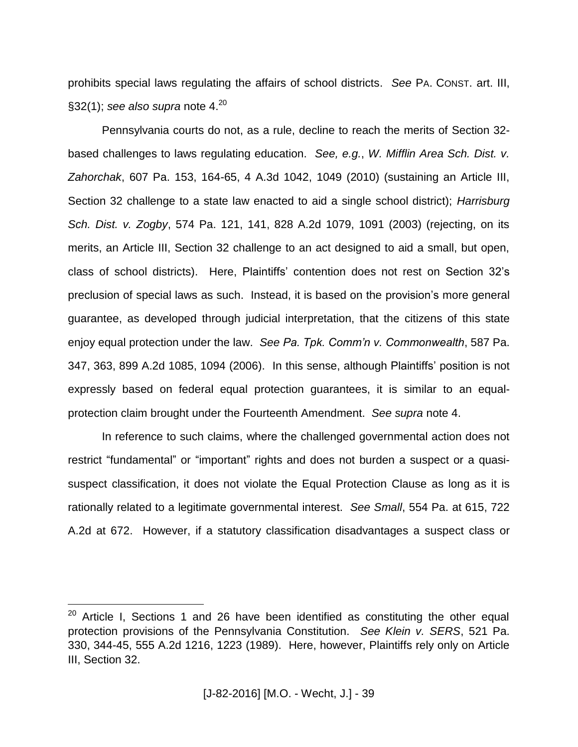prohibits special laws regulating the affairs of school districts. *See* PA. CONST. art. III, §32(1); *see also supra* note 4.[20]

Pennsylvania courts do not, as a rule, decline to reach the merits of Section 32-based challenges to laws regulating education. *See, e.g.*, *W. Mifflin Area Sch. Dist. v. Zahorchak*, 607 Pa. 153, 164-65, 4 A.3d 1042, 1049 (2010) (sustaining an Article III, Section 32 challenge to a state law enacted to aid a single school district); *Harrisburg Sch. Dist. v. Zogby*, 574 Pa. 121, 141, 828 A.2d 1079, 1091 (2003) (rejecting, on its merits, an Article III, Section 32 challenge to an act designed to aid a small, but open, class of school districts). Here, Plaintiffs' contention does not rest on Section 32's preclusion of special laws as such. Instead, it is based on the provision's more general guarantee, as developed through judicial interpretation, that the citizens of this state enjoy equal protection under the law. *See Pa. Tpk. Comm'n v. Commonwealth*, 587 Pa. 347, 363, 899 A.2d 1085, 1094 (2006). In this sense, although Plaintiffs' position is not expressly based on federal equal protection guarantees, it is similar to an equal-protection claim brought under the Fourteenth Amendment. *See supra* note 4.

In reference to such claims, where the challenged governmental action does not restrict "fundamental" or "important" rights and does not burden a suspect or a quasi-suspect classification, it does not violate the Equal Protection Clause as long as it is rationally related to a legitimate governmental interest. *See Small*, 554 Pa. at 615, 722 A.2d at 672. However, if a statutory classification disadvantages a suspect class or

---

[20] Article I, Sections 1 and 26 have been identified as constituting the other equal protection provisions of the Pennsylvania Constitution. *See Klein v. SERS*, 521 Pa. 330, 344-45, 555 A.2d 1216, 1223 (1989). Here, however, Plaintiffs rely only on Article III, Section 32.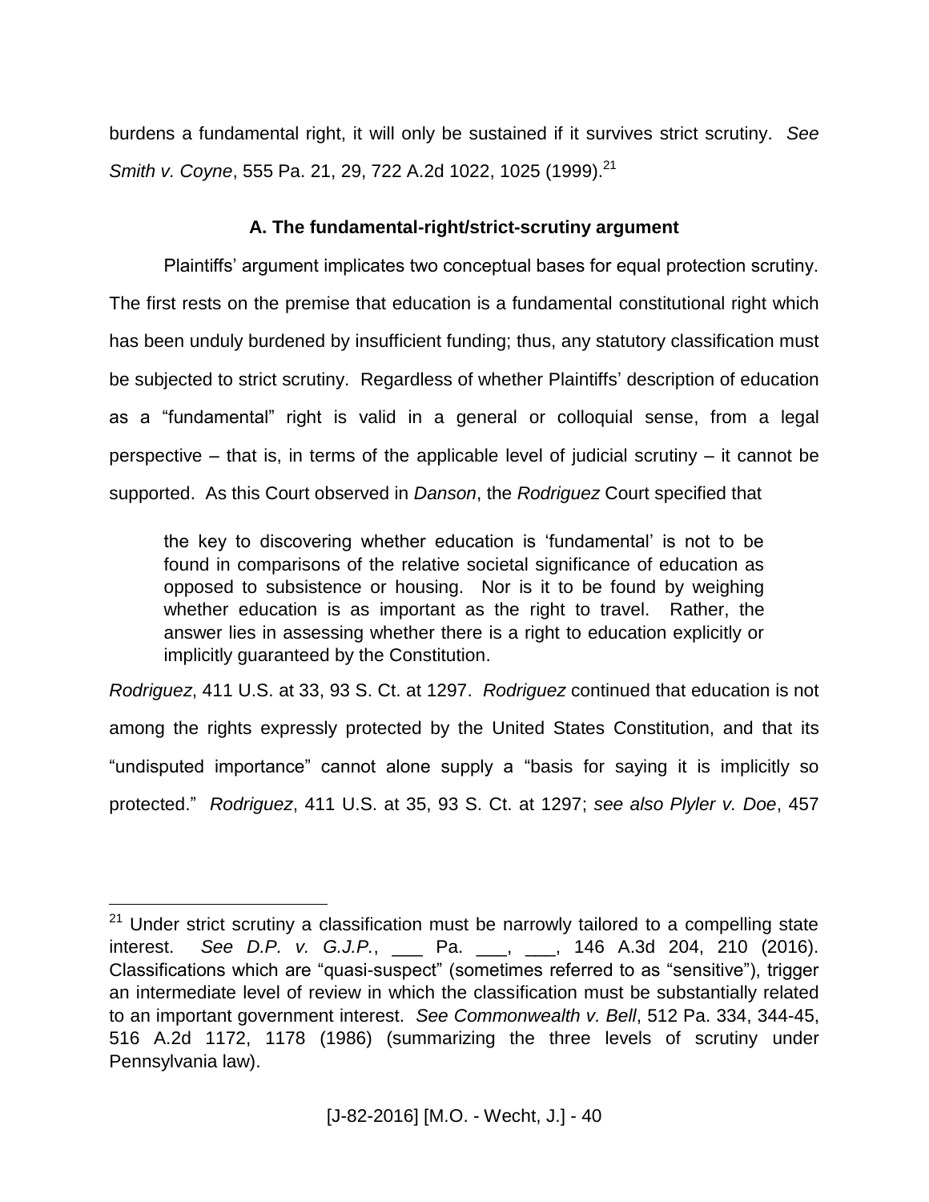burdens a fundamental right, it will only be sustained if it survives strict scrutiny. *See Smith v. Coyne*, 555 Pa. 21, 29, 722 A.2d 1022, 1025 (1999).[21]

### A. The fundamental-right/strict-scrutiny argument

Plaintiffs' argument implicates two conceptual bases for equal protection scrutiny. The first rests on the premise that education is a fundamental constitutional right which has been unduly burdened by insufficient funding; thus, any statutory classification must be subjected to strict scrutiny. Regardless of whether Plaintiffs' description of education as a "fundamental" right is valid in a general or colloquial sense, from a legal perspective – that is, in terms of the applicable level of judicial scrutiny – it cannot be supported. As this Court observed in *Danson*, the *Rodriguez* Court specified that

> the key to discovering whether education is 'fundamental' is not to be found in comparisons of the relative societal significance of education as opposed to subsistence or housing. Nor is it to be found by weighing whether education is as important as the right to travel. Rather, the answer lies in assessing whether there is a right to education explicitly or implicitly guaranteed by the Constitution.

*Rodriguez*, 411 U.S. at 33, 93 S. Ct. at 1297. *Rodriguez* continued that education is not among the rights expressly protected by the United States Constitution, and that its "undisputed importance" cannot alone supply a "basis for saying it is implicitly so protected." *Rodriguez*, 411 U.S. at 35, 93 S. Ct. at 1297; *see also Plyler v. Doe*, 457

---

[21] Under strict scrutiny a classification must be narrowly tailored to a compelling state interest. *See D.P. v. G.J.P.*, ___ Pa. ___, ___, 146 A.3d 204, 210 (2016). Classifications which are "quasi-suspect" (sometimes referred to as "sensitive"), trigger an intermediate level of review in which the classification must be substantially related to an important government interest. *See Commonwealth v. Bell*, 512 Pa. 334, 344-45, 516 A.2d 1172, 1178 (1986) (summarizing the three levels of scrutiny under Pennsylvania law).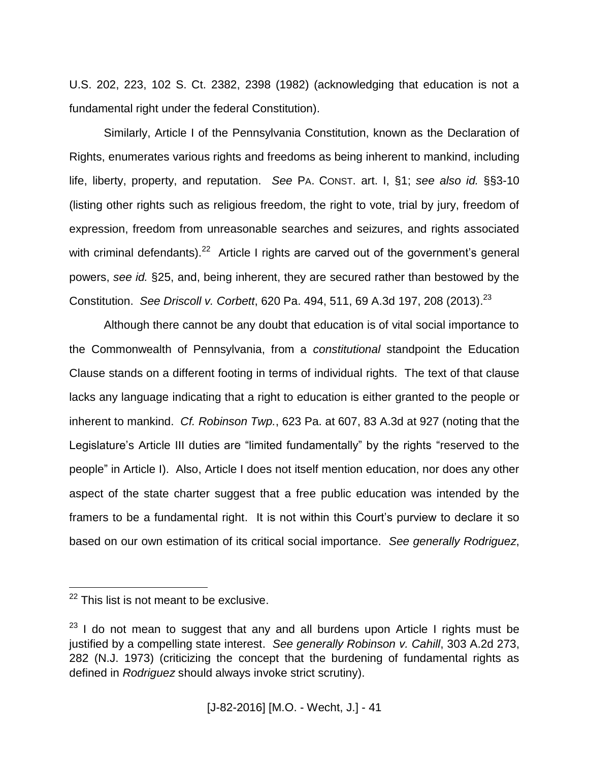U.S. 202, 223, 102 S. Ct. 2382, 2398 (1982) (acknowledging that education is not a fundamental right under the federal Constitution).

Similarly, Article I of the Pennsylvania Constitution, known as the Declaration of Rights, enumerates various rights and freedoms as being inherent to mankind, including life, liberty, property, and reputation. *See* PA. CONST. art. I, §1; *see also id.* §§3-10 (listing other rights such as religious freedom, the right to vote, trial by jury, freedom of expression, freedom from unreasonable searches and seizures, and rights associated with criminal defendants).[22] Article I rights are carved out of the government's general powers, *see id.* §25, and, being inherent, they are secured rather than bestowed by the Constitution. *See Driscoll v. Corbett*, 620 Pa. 494, 511, 69 A.3d 197, 208 (2013).[23]

Although there cannot be any doubt that education is of vital social importance to the Commonwealth of Pennsylvania, from a *constitutional* standpoint the Education Clause stands on a different footing in terms of individual rights. The text of that clause lacks any language indicating that a right to education is either granted to the people or inherent to mankind. *Cf. Robinson Twp.*, 623 Pa. at 607, 83 A.3d at 927 (noting that the Legislature's Article III duties are "limited fundamentally" by the rights "reserved to the people" in Article I). Also, Article I does not itself mention education, nor does any other aspect of the state charter suggest that a free public education was intended by the framers to be a fundamental right. It is not within this Court's purview to declare it so based on our own estimation of its critical social importance. *See generally Rodriguez*,

---

[22] This list is not meant to be exclusive.

[23] I do not mean to suggest that any and all burdens upon Article I rights must be justified by a compelling state interest. *See generally Robinson v. Cahill*, 303 A.2d 273, 282 (N.J. 1973) (criticizing the concept that the burdening of fundamental rights as defined in *Rodriguez* should always invoke strict scrutiny).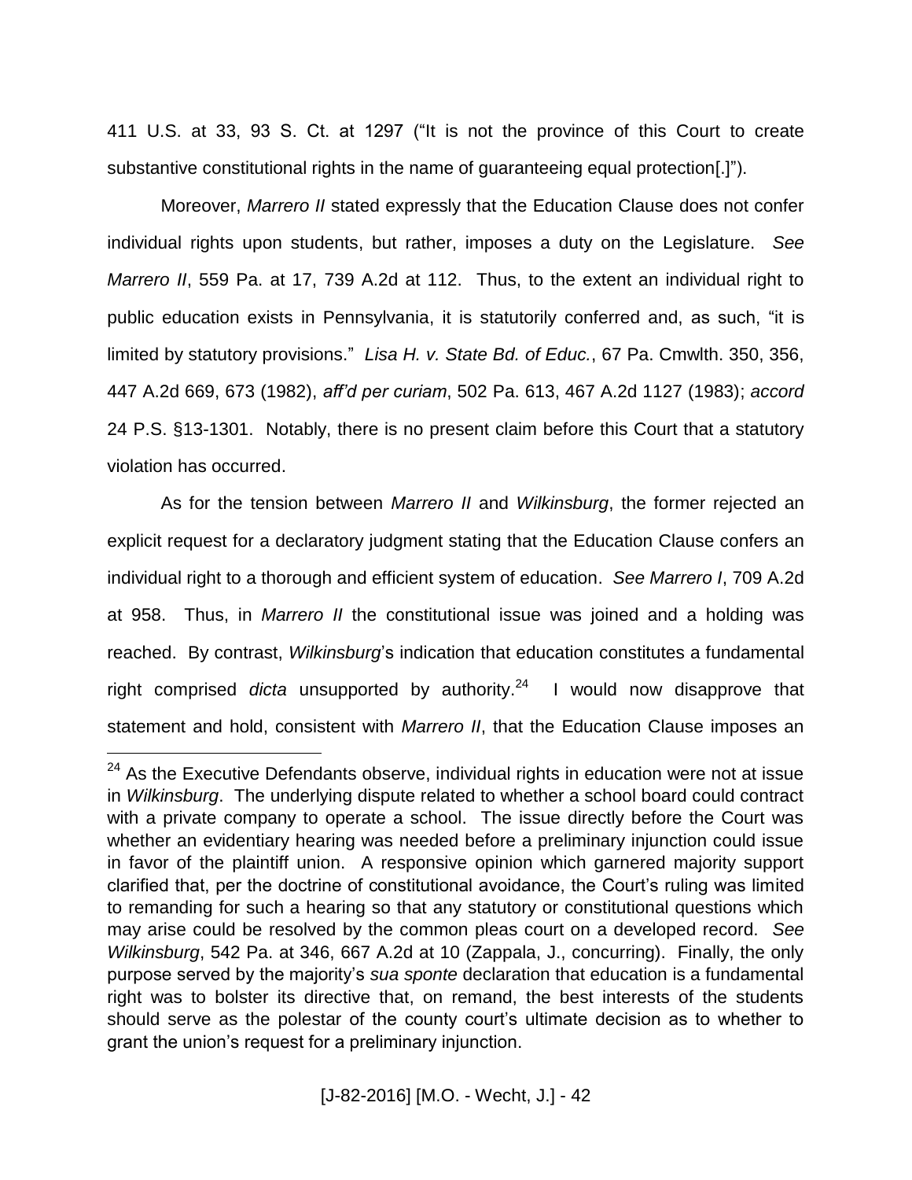411 U.S. at 33, 93 S. Ct. at 1297 ("It is not the province of this Court to create substantive constitutional rights in the name of guaranteeing equal protection[.]").

Moreover, *Marrero II* stated expressly that the Education Clause does not confer individual rights upon students, but rather, imposes a duty on the Legislature. *See Marrero II*, 559 Pa. at 17, 739 A.2d at 112. Thus, to the extent an individual right to public education exists in Pennsylvania, it is statutorily conferred and, as such, "it is limited by statutory provisions." *Lisa H. v. State Bd. of Educ.*, 67 Pa. Cmwlth. 350, 356, 447 A.2d 669, 673 (1982), *aff'd per curiam*, 502 Pa. 613, 467 A.2d 1127 (1983); *accord* 24 P.S. §13-1301. Notably, there is no present claim before this Court that a statutory violation has occurred.

As for the tension between *Marrero II* and *Wilkinsburg*, the former rejected an explicit request for a declaratory judgment stating that the Education Clause confers an individual right to a thorough and efficient system of education. *See Marrero I*, 709 A.2d at 958. Thus, in *Marrero II* the constitutional issue was joined and a holding was reached. By contrast, *Wilkinsburg*'s indication that education constitutes a fundamental right comprised *dicta* unsupported by authority.[24] I would now disapprove that statement and hold, consistent with *Marrero II*, that the Education Clause imposes an

---

[24] As the Executive Defendants observe, individual rights in education were not at issue in *Wilkinsburg*. The underlying dispute related to whether a school board could contract with a private company to operate a school. The issue directly before the Court was whether an evidentiary hearing was needed before a preliminary injunction could issue in favor of the plaintiff union. A responsive opinion which garnered majority support clarified that, per the doctrine of constitutional avoidance, the Court's ruling was limited to remanding for such a hearing so that any statutory or constitutional questions which may arise could be resolved by the common pleas court on a developed record. *See Wilkinsburg*, 542 Pa. at 346, 667 A.2d at 10 (Zappala, J., concurring). Finally, the only purpose served by the majority's *sua sponte* declaration that education is a fundamental right was to bolster its directive that, on remand, the best interests of the students should serve as the polestar of the county court's ultimate decision as to whether to grant the union's request for a preliminary injunction.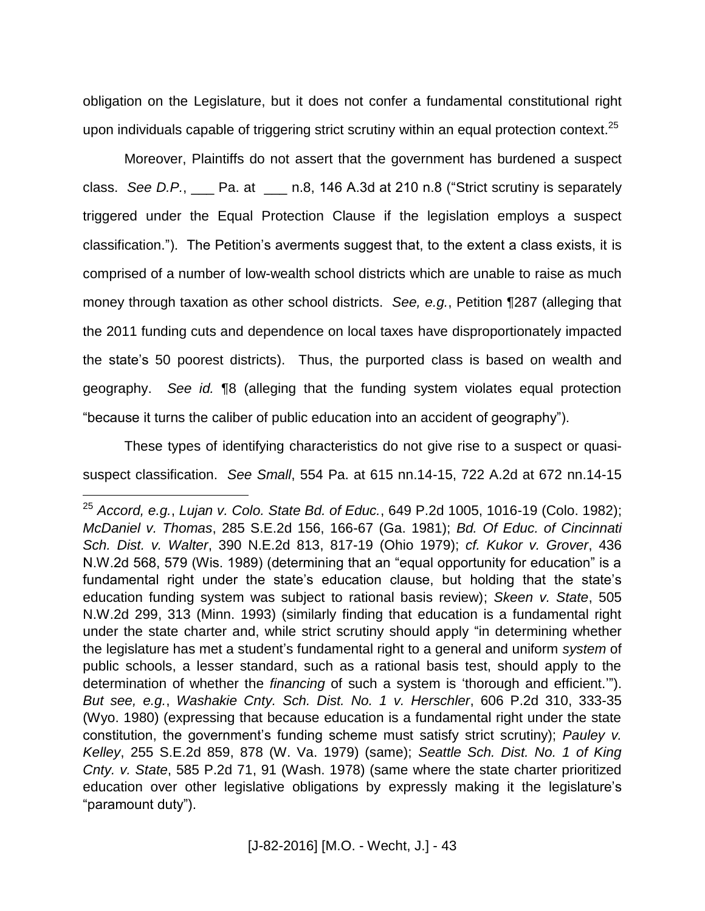obligation on the Legislature, but it does not confer a fundamental constitutional right upon individuals capable of triggering strict scrutiny within an equal protection context.[25]

Moreover, Plaintiffs do not assert that the government has burdened a suspect class. *See D.P.*, ___ Pa. at ___ n.8, 146 A.3d at 210 n.8 ("Strict scrutiny is separately triggered under the Equal Protection Clause if the legislation employs a suspect classification."). The Petition's averments suggest that, to the extent a class exists, it is comprised of a number of low-wealth school districts which are unable to raise as much money through taxation as other school districts. *See, e.g.*, Petition ¶287 (alleging that the 2011 funding cuts and dependence on local taxes have disproportionately impacted the state's 50 poorest districts). Thus, the purported class is based on wealth and geography. *See id.* ¶8 (alleging that the funding system violates equal protection "because it turns the caliber of public education into an accident of geography").

These types of identifying characteristics do not give rise to a suspect or quasi-suspect classification. *See Small*, 554 Pa. at 615 nn.14-15, 722 A.2d at 672 nn.14-15

---

[25] *Accord, e.g.*, *Lujan v. Colo. State Bd. of Educ.*, 649 P.2d 1005, 1016-19 (Colo. 1982); *McDaniel v. Thomas*, 285 S.E.2d 156, 166-67 (Ga. 1981); *Bd. Of Educ. of Cincinnati Sch. Dist. v. Walter*, 390 N.E.2d 813, 817-19 (Ohio 1979); *cf. Kukor v. Grover*, 436 N.W.2d 568, 579 (Wis. 1989) (determining that an "equal opportunity for education" is a fundamental right under the state's education clause, but holding that the state's education funding system was subject to rational basis review); *Skeen v. State*, 505 N.W.2d 299, 313 (Minn. 1993) (similarly finding that education is a fundamental right under the state charter and, while strict scrutiny should apply "in determining whether the legislature has met a student's fundamental right to a general and uniform *system* of public schools, a lesser standard, such as a rational basis test, should apply to the determination of whether the *financing* of such a system is 'thorough and efficient.'"). *But see, e.g.*, *Washakie Cnty. Sch. Dist. No. 1 v. Herschler*, 606 P.2d 310, 333-35 (Wyo. 1980) (expressing that because education is a fundamental right under the state constitution, the government's funding scheme must satisfy strict scrutiny); *Pauley v. Kelley*, 255 S.E.2d 859, 878 (W. Va. 1979) (same); *Seattle Sch. Dist. No. 1 of King Cnty. v. State*, 585 P.2d 71, 91 (Wash. 1978) (same where the state charter prioritized education over other legislative obligations by expressly making it the legislature's "paramount duty").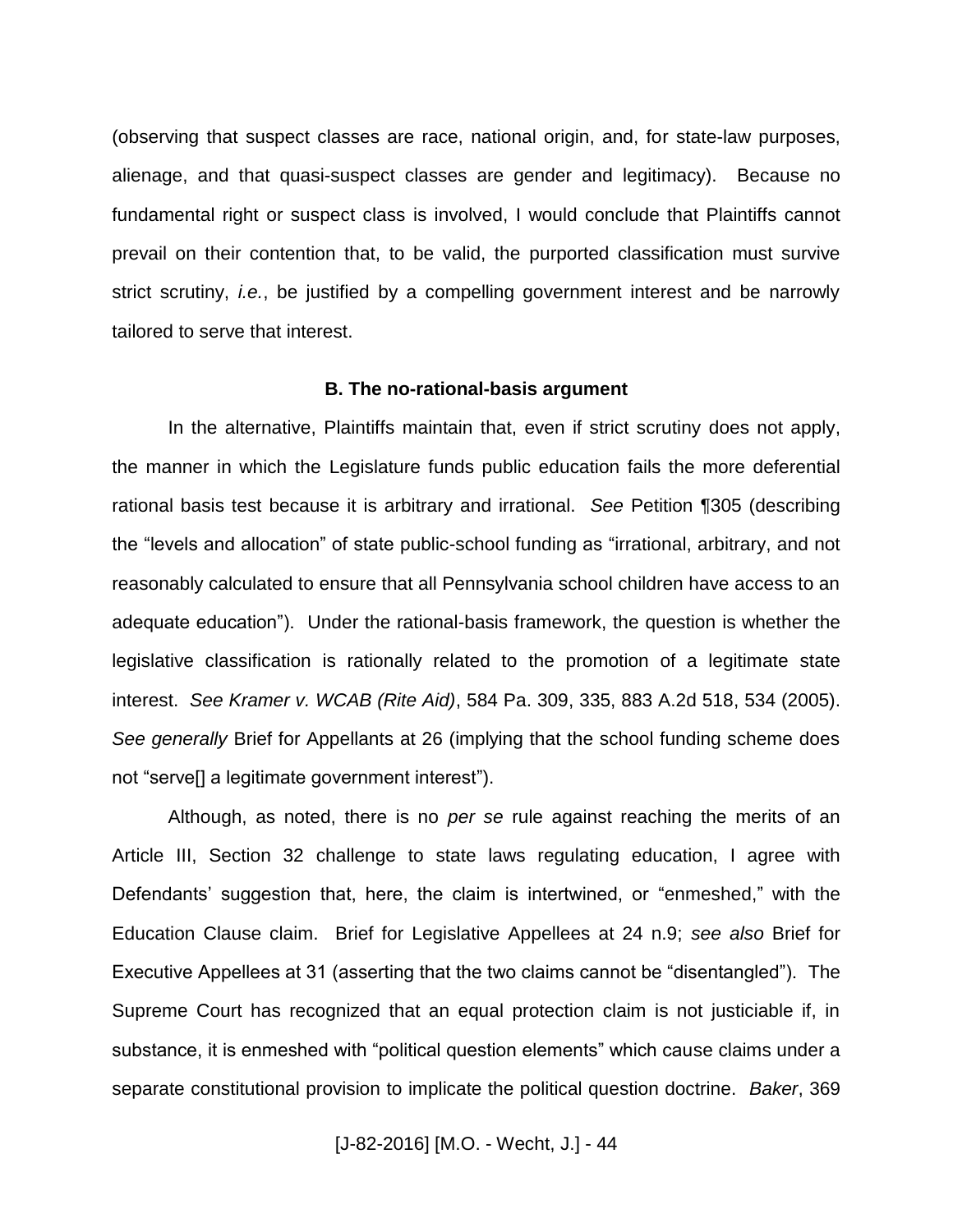(observing that suspect classes are race, national origin, and, for state-law purposes, alienage, and that quasi-suspect classes are gender and legitimacy). Because no fundamental right or suspect class is involved, I would conclude that Plaintiffs cannot prevail on their contention that, to be valid, the purported classification must survive strict scrutiny, *i.e.*, be justified by a compelling government interest and be narrowly tailored to serve that interest.

**B. The no-rational-basis argument**

In the alternative, Plaintiffs maintain that, even if strict scrutiny does not apply, the manner in which the Legislature funds public education fails the more deferential rational basis test because it is arbitrary and irrational. *See* Petition ¶305 (describing the "levels and allocation" of state public-school funding as "irrational, arbitrary, and not reasonably calculated to ensure that all Pennsylvania school children have access to an adequate education"). Under the rational-basis framework, the question is whether the legislative classification is rationally related to the promotion of a legitimate state interest. *See Kramer v. WCAB (Rite Aid)*, 584 Pa. 309, 335, 883 A.2d 518, 534 (2005). *See generally* Brief for Appellants at 26 (implying that the school funding scheme does not "serve[] a legitimate government interest").

Although, as noted, there is no *per se* rule against reaching the merits of an Article III, Section 32 challenge to state laws regulating education, I agree with Defendants' suggestion that, here, the claim is intertwined, or "enmeshed," with the Education Clause claim. Brief for Legislative Appellees at 24 n.9; *see also* Brief for Executive Appellees at 31 (asserting that the two claims cannot be "disentangled"). The Supreme Court has recognized that an equal protection claim is not justiciable if, in substance, it is enmeshed with "political question elements" which cause claims under a separate constitutional provision to implicate the political question doctrine. *Baker*, 369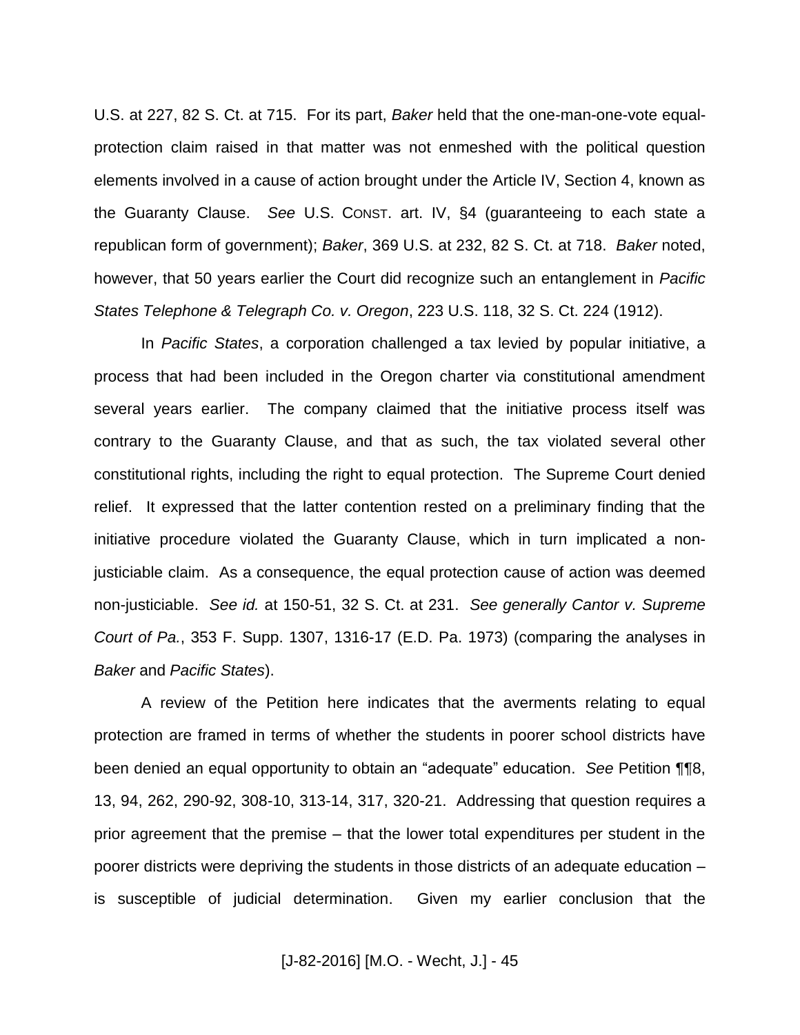U.S. at 227, 82 S. Ct. at 715. For its part, *Baker* held that the one-man-one-vote equal-protection claim raised in that matter was not enmeshed with the political question elements involved in a cause of action brought under the Article IV, Section 4, known as the Guaranty Clause. *See* U.S. CONST. art. IV, §4 (guaranteeing to each state a republican form of government); *Baker*, 369 U.S. at 232, 82 S. Ct. at 718. *Baker* noted, however, that 50 years earlier the Court did recognize such an entanglement in *Pacific States Telephone & Telegraph Co. v. Oregon*, 223 U.S. 118, 32 S. Ct. 224 (1912).

In *Pacific States*, a corporation challenged a tax levied by popular initiative, a process that had been included in the Oregon charter via constitutional amendment several years earlier. The company claimed that the initiative process itself was contrary to the Guaranty Clause, and that as such, the tax violated several other constitutional rights, including the right to equal protection. The Supreme Court denied relief. It expressed that the latter contention rested on a preliminary finding that the initiative procedure violated the Guaranty Clause, which in turn implicated a non-justiciable claim. As a consequence, the equal protection cause of action was deemed non-justiciable. *See id.* at 150-51, 32 S. Ct. at 231. *See generally Cantor v. Supreme Court of Pa.*, 353 F. Supp. 1307, 1316-17 (E.D. Pa. 1973) (comparing the analyses in *Baker* and *Pacific States*).

A review of the Petition here indicates that the averments relating to equal protection are framed in terms of whether the students in poorer school districts have been denied an equal opportunity to obtain an "adequate" education. *See* Petition ¶¶8, 13, 94, 262, 290-92, 308-10, 313-14, 317, 320-21. Addressing that question requires a prior agreement that the premise – that the lower total expenditures per student in the poorer districts were depriving the students in those districts of an adequate education – is susceptible of judicial determination. Given my earlier conclusion that the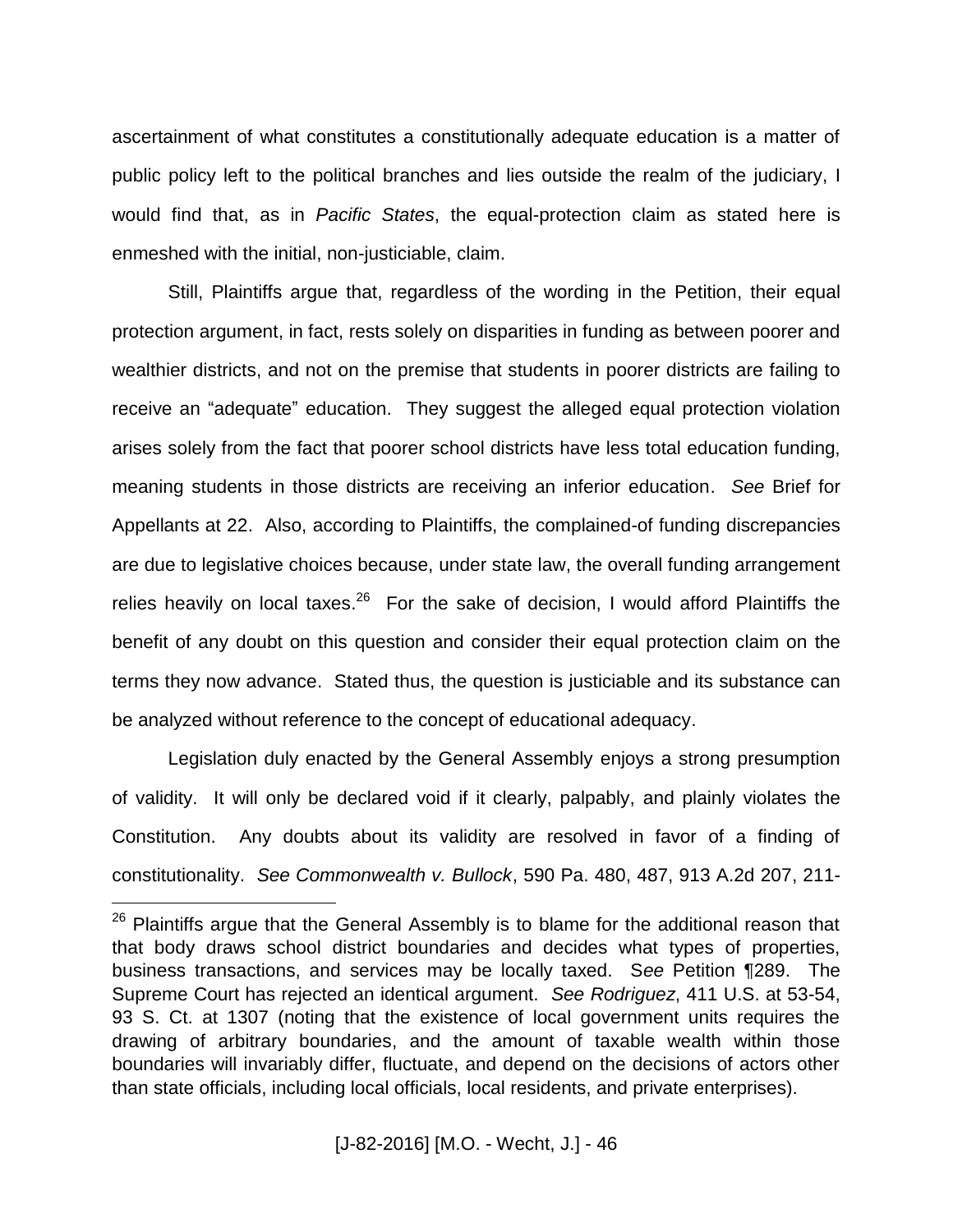ascertainment of what constitutes a constitutionally adequate education is a matter of public policy left to the political branches and lies outside the realm of the judiciary, I would find that, as in *Pacific States*, the equal-protection claim as stated here is enmeshed with the initial, non-justiciable, claim.

Still, Plaintiffs argue that, regardless of the wording in the Petition, their equal protection argument, in fact, rests solely on disparities in funding as between poorer and wealthier districts, and not on the premise that students in poorer districts are failing to receive an "adequate" education. They suggest the alleged equal protection violation arises solely from the fact that poorer school districts have less total education funding, meaning students in those districts are receiving an inferior education. *See* Brief for Appellants at 22. Also, according to Plaintiffs, the complained-of funding discrepancies are due to legislative choices because, under state law, the overall funding arrangement relies heavily on local taxes.[26] For the sake of decision, I would afford Plaintiffs the benefit of any doubt on this question and consider their equal protection claim on the terms they now advance. Stated thus, the question is justiciable and its substance can be analyzed without reference to the concept of educational adequacy.

Legislation duly enacted by the General Assembly enjoys a strong presumption of validity. It will only be declared void if it clearly, palpably, and plainly violates the Constitution. Any doubts about its validity are resolved in favor of a finding of constitutionality. *See Commonwealth v. Bullock*, 590 Pa. 480, 487, 913 A.2d 207, 211-

---

[26] Plaintiffs argue that the General Assembly is to blame for the additional reason that that body draws school district boundaries and decides what types of properties, business transactions, and services may be locally taxed. S*ee* Petition ¶289. The Supreme Court has rejected an identical argument. *See Rodriguez*, 411 U.S. at 53-54, 93 S. Ct. at 1307 (noting that the existence of local government units requires the drawing of arbitrary boundaries, and the amount of taxable wealth within those boundaries will invariably differ, fluctuate, and depend on the decisions of actors other than state officials, including local officials, local residents, and private enterprises).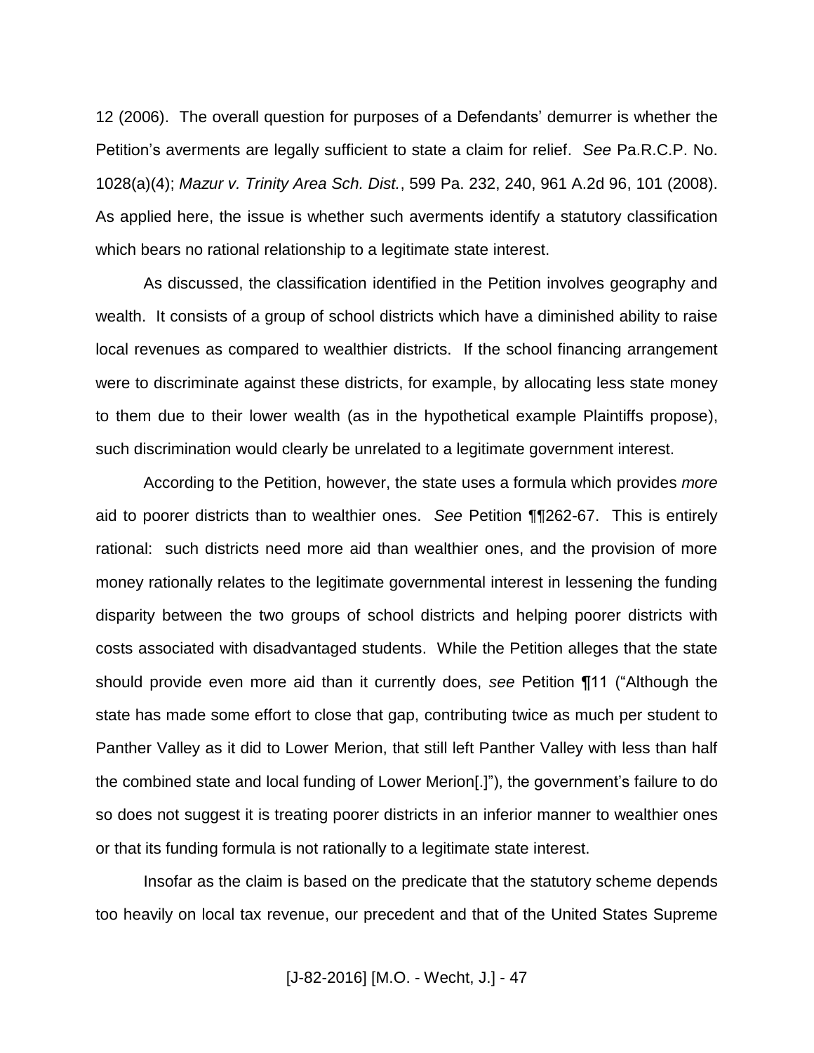12 (2006). The overall question for purposes of a Defendants' demurrer is whether the Petition's averments are legally sufficient to state a claim for relief. *See* Pa.R.C.P. No. 1028(a)(4); *Mazur v. Trinity Area Sch. Dist.*, 599 Pa. 232, 240, 961 A.2d 96, 101 (2008). As applied here, the issue is whether such averments identify a statutory classification which bears no rational relationship to a legitimate state interest.

As discussed, the classification identified in the Petition involves geography and wealth. It consists of a group of school districts which have a diminished ability to raise local revenues as compared to wealthier districts. If the school financing arrangement were to discriminate against these districts, for example, by allocating less state money to them due to their lower wealth (as in the hypothetical example Plaintiffs propose), such discrimination would clearly be unrelated to a legitimate government interest.

According to the Petition, however, the state uses a formula which provides *more* aid to poorer districts than to wealthier ones. *See* Petition ¶¶262-67. This is entirely rational: such districts need more aid than wealthier ones, and the provision of more money rationally relates to the legitimate governmental interest in lessening the funding disparity between the two groups of school districts and helping poorer districts with costs associated with disadvantaged students. While the Petition alleges that the state should provide even more aid than it currently does, *see* Petition ¶11 ("Although the state has made some effort to close that gap, contributing twice as much per student to Panther Valley as it did to Lower Merion, that still left Panther Valley with less than half the combined state and local funding of Lower Merion[.]"), the government's failure to do so does not suggest it is treating poorer districts in an inferior manner to wealthier ones or that its funding formula is not rationally to a legitimate state interest.

Insofar as the claim is based on the predicate that the statutory scheme depends too heavily on local tax revenue, our precedent and that of the United States Supreme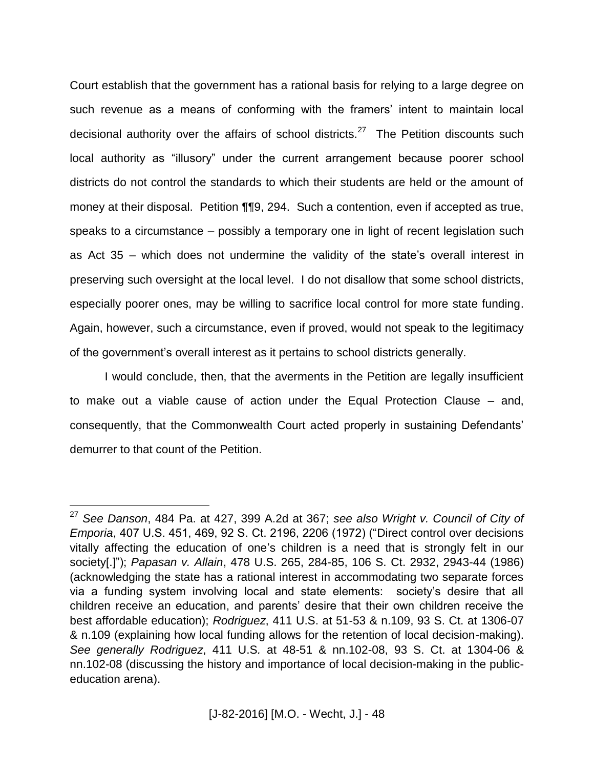Court establish that the government has a rational basis for relying to a large degree on such revenue as a means of conforming with the framers' intent to maintain local decisional authority over the affairs of school districts.[27] The Petition discounts such local authority as "illusory" under the current arrangement because poorer school districts do not control the standards to which their students are held or the amount of money at their disposal. Petition ¶¶9, 294. Such a contention, even if accepted as true, speaks to a circumstance – possibly a temporary one in light of recent legislation such as Act 35 – which does not undermine the validity of the state's overall interest in preserving such oversight at the local level. I do not disallow that some school districts, especially poorer ones, may be willing to sacrifice local control for more state funding. Again, however, such a circumstance, even if proved, would not speak to the legitimacy of the government's overall interest as it pertains to school districts generally.

I would conclude, then, that the averments in the Petition are legally insufficient to make out a viable cause of action under the Equal Protection Clause – and, consequently, that the Commonwealth Court acted properly in sustaining Defendants' demurrer to that count of the Petition.

---

[27] *See Danson*, 484 Pa. at 427, 399 A.2d at 367; *see also Wright v. Council of City of Emporia*, 407 U.S. 451, 469, 92 S. Ct. 2196, 2206 (1972) ("Direct control over decisions vitally affecting the education of one's children is a need that is strongly felt in our society[.]"); *Papasan v. Allain*, 478 U.S. 265, 284-85, 106 S. Ct. 2932, 2943-44 (1986) (acknowledging the state has a rational interest in accommodating two separate forces via a funding system involving local and state elements: society's desire that all children receive an education, and parents' desire that their own children receive the best affordable education); *Rodriguez*, 411 U.S. at 51-53 & n.109, 93 S. Ct. at 1306-07 & n.109 (explaining how local funding allows for the retention of local decision-making). *See generally Rodriguez*, 411 U.S. at 48-51 & nn.102-08, 93 S. Ct. at 1304-06 & nn.102-08 (discussing the history and importance of local decision-making in the public-education arena).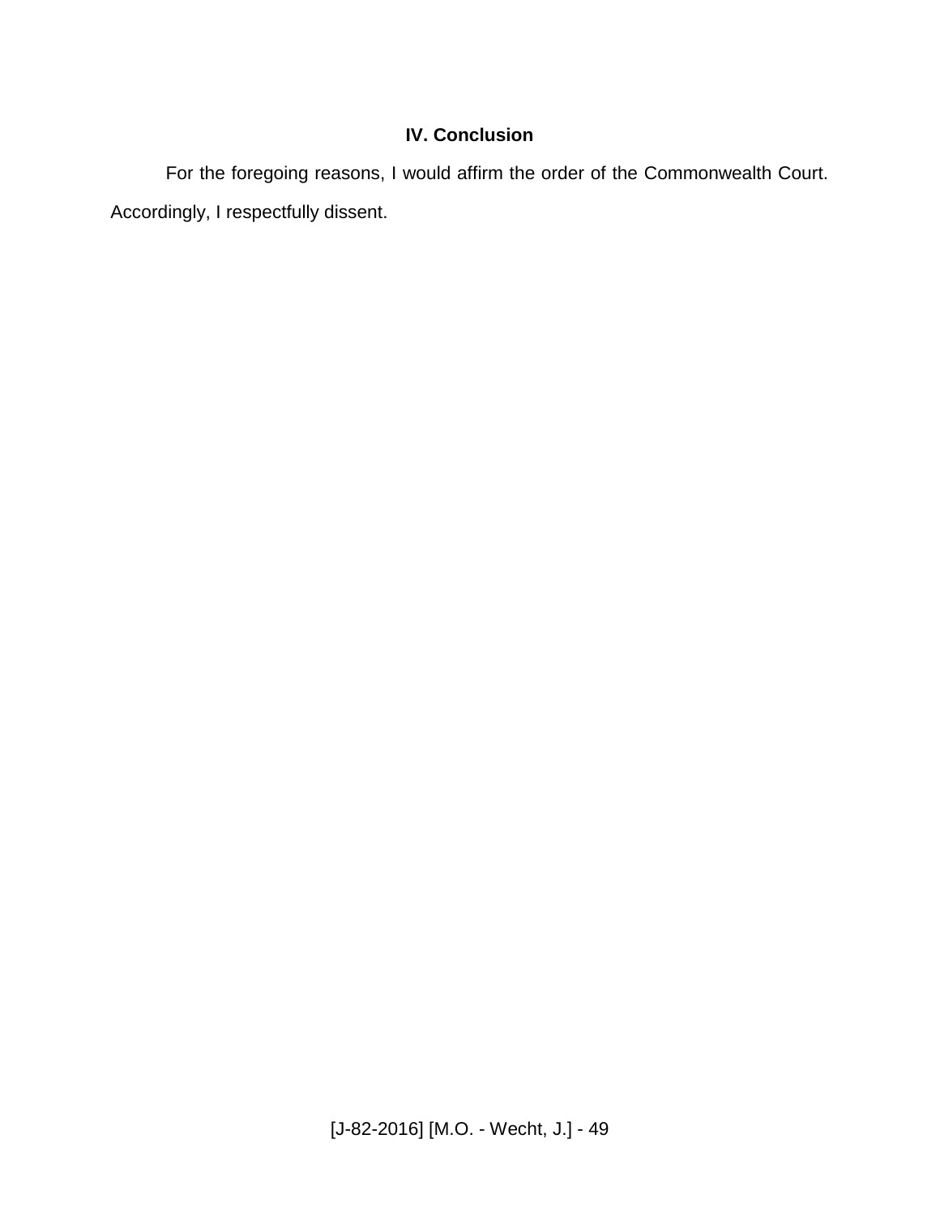## IV. Conclusion

For the foregoing reasons, I would affirm the order of the Commonwealth Court. Accordingly, I respectfully dissent.